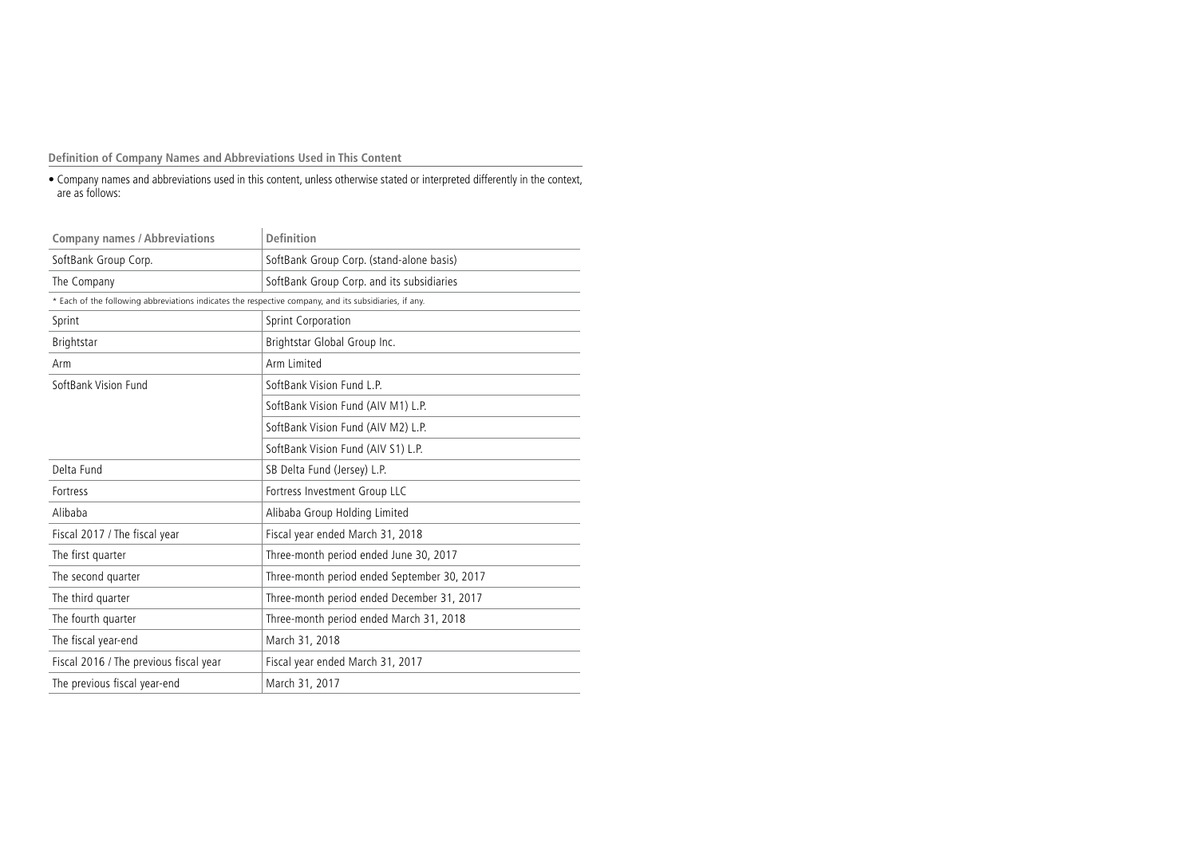## Definition of Company Names and Abbreviations Used in This Content

- Company names and abbreviations used in this content, unless otherwise stated or interpreted differently in the context, are as follows:

| Company names / Abbreviations | Definition |
| --- | --- |
| SoftBank Group Corp. | SoftBank Group Corp. (stand-alone basis) |
| The Company | SoftBank Group Corp. and its subsidiaries |
| * Each of the following abbreviations indicates the respective company, and its subsidiaries, if any. | |
| Sprint | Sprint Corporation |
| Brightstar | Brightstar Global Group Inc. |
| Arm | Arm Limited |
| SoftBank Vision Fund | SoftBank Vision Fund L.P. |
| | SoftBank Vision Fund (AIV M1) L.P. |
| | SoftBank Vision Fund (AIV M2) L.P. |
| | SoftBank Vision Fund (AIV S1) L.P. |
| Delta Fund | SB Delta Fund (Jersey) L.P. |
| Fortress | Fortress Investment Group LLC |
| Alibaba | Alibaba Group Holding Limited |
| Fiscal 2017 / The fiscal year | Fiscal year ended March 31, 2018 |
| The first quarter | Three-month period ended June 30, 2017 |
| The second quarter | Three-month period ended September 30, 2017 |
| The third quarter | Three-month period ended December 31, 2017 |
| The fourth quarter | Three-month period ended March 31, 2018 |
| The fiscal year-end | March 31, 2018 |
| Fiscal 2016 / The previous fiscal year | Fiscal year ended March 31, 2017 |
| The previous fiscal year-end | March 31, 2017 |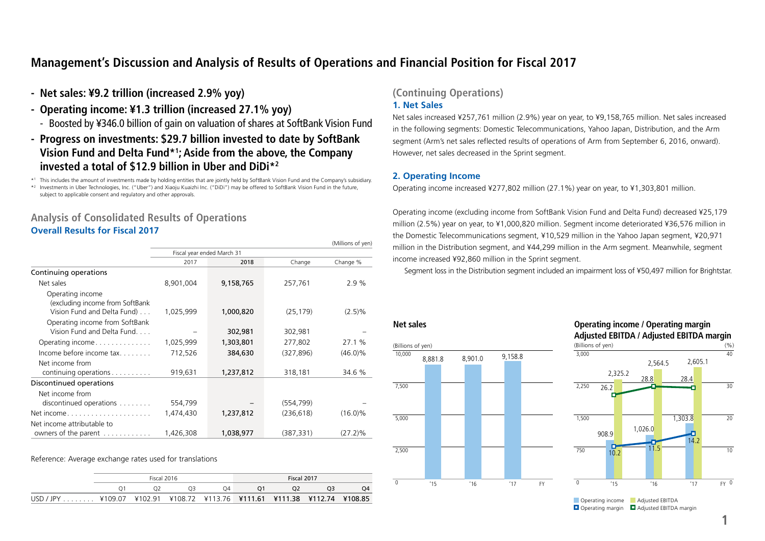# Management's Discussion and Analysis of Results of Operations and Financial Position for Fiscal 2017

- **Net sales: ¥9.2 trillion (increased 2.9% yoy)**
- **Operating income: ¥1.3 trillion (increased 27.1% yoy)**
  - Boosted by ¥346.0 billion of gain on valuation of shares at SoftBank Vision Fund
- **Progress on investments: $29.7 billion invested to date by SoftBank Vision Fund and Delta Fund*[1]; Aside from the above, the Company invested a total of $12.9 billion in Uber and DiDi*[2]**

*[1] This includes the amount of investments made by holding entities that are jointly held by SoftBank Vision Fund and the Company's subsidiary.
*[2] Investments in Uber Technologies, Inc. ("Uber") and Xiaoju Kuaizhi Inc. ("DiDi") may be offered to SoftBank Vision Fund in the future, subject to applicable consent and regulatory and other approvals.

## Analysis of Consolidated Results of Operations

### Overall Results for Fiscal 2017

(Millions of yen)

| | Fiscal year ended March 31 | | | |
|---|---|---|---|---|
| | 2017 | 2018 | Change | Change % |
| Continuing operations | | | | |
| Net sales | 8,901,004 | 9,158,765 | 257,761 | 2.9 % |
| Operating income (excluding income from SoftBank Vision Fund and Delta Fund) | 1,025,999 | 1,000,820 | (25,179) | (2.5)% |
| Operating income from SoftBank Vision Fund and Delta Fund | – | 302,981 | 302,981 | – |
| Operating income | 1,025,999 | 1,303,801 | 277,802 | 27.1 % |
| Income before income tax | 712,526 | 384,630 | (327,896) | (46.0)% |
| Net income from continuing operations | 919,631 | 1,237,812 | 318,181 | 34.6 % |
| Discontinued operations | | | | |
| Net income from discontinued operations | 554,799 | – | (554,799) | – |
| Net income | 1,474,430 | 1,237,812 | (236,618) | (16.0)% |
| Net income attributable to owners of the parent | 1,426,308 | 1,038,977 | (387,331) | (27.2)% |

Reference: Average exchange rates used for translations

| | Fiscal 2016 | | | | Fiscal 2017 | | | |
|---|---|---|---|---|---|---|---|---|
| | Q1 | Q2 | Q3 | Q4 | Q1 | Q2 | Q3 | Q4 |
| USD / JPY | ¥109.07 | ¥102.91 | ¥108.72 | ¥113.76 | ¥111.61 | ¥111.38 | ¥112.74 | ¥108.85 |

## (Continuing Operations)

### 1. Net Sales

Net sales increased ¥257,761 million (2.9%) year on year, to ¥9,158,765 million. Net sales increased in the following segments: Domestic Telecommunications, Yahoo Japan, Distribution, and the Arm segment (Arm's net sales reflected results of operations of Arm from September 6, 2016, onward). However, net sales decreased in the Sprint segment.

### 2. Operating Income

Operating income increased ¥277,802 million (27.1%) year on year, to ¥1,303,801 million.

Operating income (excluding income from SoftBank Vision Fund and Delta Fund) decreased ¥25,179 million (2.5%) year on year, to ¥1,000,820 million. Segment income deteriorated ¥36,576 million in the Domestic Telecommunications segment, ¥10,529 million in the Yahoo Japan segment, ¥20,971 million in the Distribution segment, and ¥44,299 million in the Arm segment. Meanwhile, segment income increased ¥92,860 million in the Sprint segment.

Segment loss in the Distribution segment included an impairment loss of ¥50,497 million for Brightstar.

**Net sales**

(Billions of yen)

| FY | '15 | '16 | '17 |
|---|---|---|---|
| Net sales | 8,881.8 | 8,901.0 | 9,158.8 |

**Operating income / Operating margin**
**Adjusted EBITDA / Adjusted EBITDA margin**

(Billions of yen) / (%)

| FY | '15 | '16 | '17 |
|---|---|---|---|
| Operating income | 908.9 | 1,026.0 | 1,303.8 |
| Adjusted EBITDA | 2,325.2 | 2,564.5 | 2,605.1 |
| Operating margin (%) | 10.2 | 11.5 | 14.2 |
| Adjusted EBITDA margin (%) | 26.2 | 28.8 | 28.4 |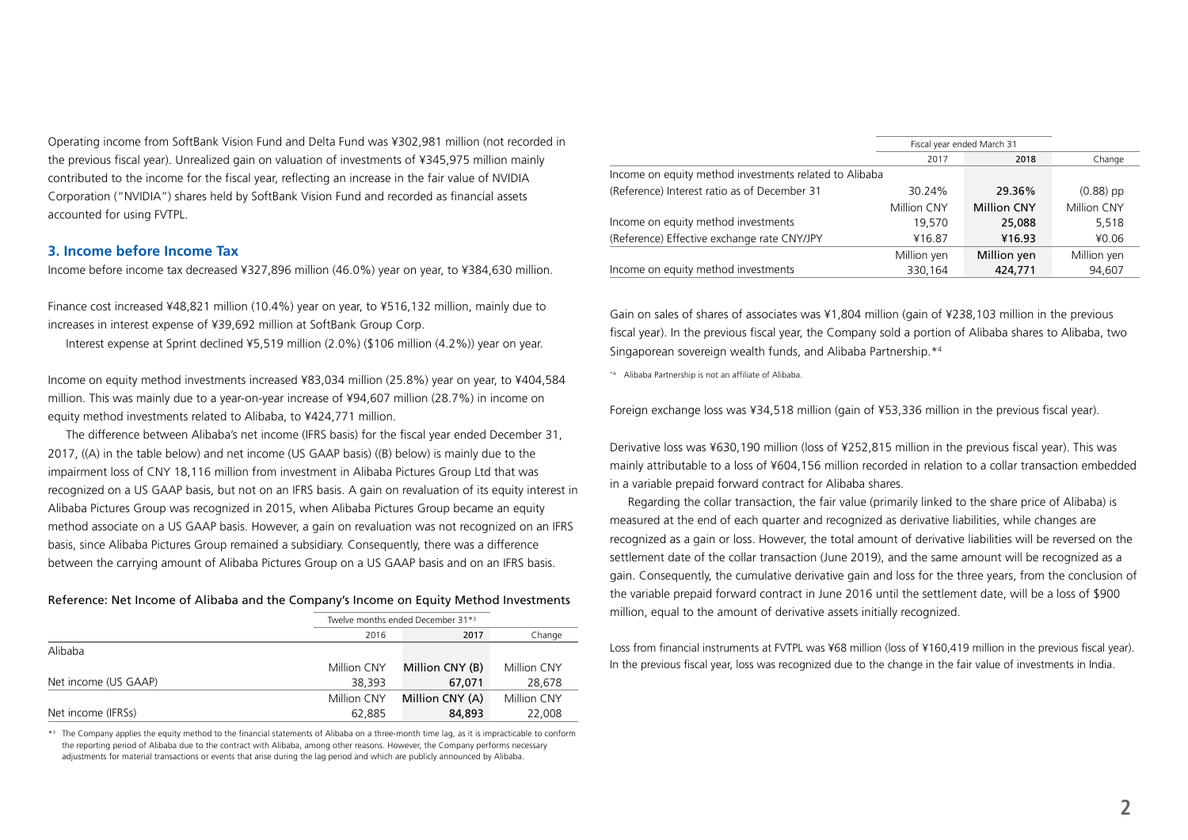Operating income from SoftBank Vision Fund and Delta Fund was ¥302,981 million (not recorded in the previous fiscal year). Unrealized gain on valuation of investments of ¥345,975 million mainly contributed to the income for the fiscal year, reflecting an increase in the fair value of NVIDIA Corporation ("NVIDIA") shares held by SoftBank Vision Fund and recorded as financial assets accounted for using FVTPL.

### 3. Income before Income Tax

Income before income tax decreased ¥327,896 million (46.0%) year on year, to ¥384,630 million.

Finance cost increased ¥48,821 million (10.4%) year on year, to ¥516,132 million, mainly due to increases in interest expense of ¥39,692 million at SoftBank Group Corp.

Interest expense at Sprint declined ¥5,519 million (2.0%) ($106 million (4.2%)) year on year.

Income on equity method investments increased ¥83,034 million (25.8%) year on year, to ¥404,584 million. This was mainly due to a year-on-year increase of ¥94,607 million (28.7%) in income on equity method investments related to Alibaba, to ¥424,771 million.

The difference between Alibaba's net income (IFRS basis) for the fiscal year ended December 31, 2017, ((A) in the table below) and net income (US GAAP basis) ((B) below) is mainly due to the impairment loss of CNY 18,116 million from investment in Alibaba Pictures Group Ltd that was recognized on a US GAAP basis, but not on an IFRS basis. A gain on revaluation of its equity interest in Alibaba Pictures Group was recognized in 2015, when Alibaba Pictures Group became an equity method associate on a US GAAP basis. However, a gain on revaluation was not recognized on an IFRS basis, since Alibaba Pictures Group remained a subsidiary. Consequently, there was a difference between the carrying amount of Alibaba Pictures Group on a US GAAP basis and on an IFRS basis.

Reference: Net Income of Alibaba and the Company's Income on Equity Method Investments

| | Twelve months ended December 31*3 | | |
|---|---|---|---|
| | 2016 | 2017 | Change |
| Alibaba | | | |
| | Million CNY | Million CNY (B) | Million CNY |
| Net income (US GAAP) | 38,393 | 67,071 | 28,678 |
| | Million CNY | Million CNY (A) | Million CNY |
| Net income (IFRSs) | 62,885 | 84,893 | 22,008 |

*3 The Company applies the equity method to the financial statements of Alibaba on a three-month time lag, as it is impracticable to conform the reporting period of Alibaba due to the contract with Alibaba, among other reasons. However, the Company performs necessary adjustments for material transactions or events that arise during the lag period and which are publicly announced by Alibaba.

| | Fiscal year ended March 31 | | |
|---|---|---|---|
| | 2017 | 2018 | Change |
| Income on equity method investments related to Alibaba | | | |
| (Reference) Interest ratio as of December 31 | 30.24% | 29.36% | (0.88) pp |
| | Million CNY | Million CNY | Million CNY |
| Income on equity method investments | 19,570 | 25,088 | 5,518 |
| (Reference) Effective exchange rate CNY/JPY | ¥16.87 | ¥16.93 | ¥0.06 |
| | Million yen | Million yen | Million yen |
| Income on equity method investments | 330,164 | 424,771 | 94,607 |

Gain on sales of shares of associates was ¥1,804 million (gain of ¥238,103 million in the previous fiscal year). In the previous fiscal year, the Company sold a portion of Alibaba shares to Alibaba, two Singaporean sovereign wealth funds, and Alibaba Partnership.*4

*4 Alibaba Partnership is not an affiliate of Alibaba.

Foreign exchange loss was ¥34,518 million (gain of ¥53,336 million in the previous fiscal year).

Derivative loss was ¥630,190 million (loss of ¥252,815 million in the previous fiscal year). This was mainly attributable to a loss of ¥604,156 million recorded in relation to a collar transaction embedded in a variable prepaid forward contract for Alibaba shares.

Regarding the collar transaction, the fair value (primarily linked to the share price of Alibaba) is measured at the end of each quarter and recognized as derivative liabilities, while changes are recognized as a gain or loss. However, the total amount of derivative liabilities will be reversed on the settlement date of the collar transaction (June 2019), and the same amount will be recognized as a gain. Consequently, the cumulative derivative gain and loss for the three years, from the conclusion of the variable prepaid forward contract in June 2016 until the settlement date, will be a loss of $900 million, equal to the amount of derivative assets initially recognized.

Loss from financial instruments at FVTPL was ¥68 million (loss of ¥160,419 million in the previous fiscal year). In the previous fiscal year, loss was recognized due to the change in the fair value of investments in India.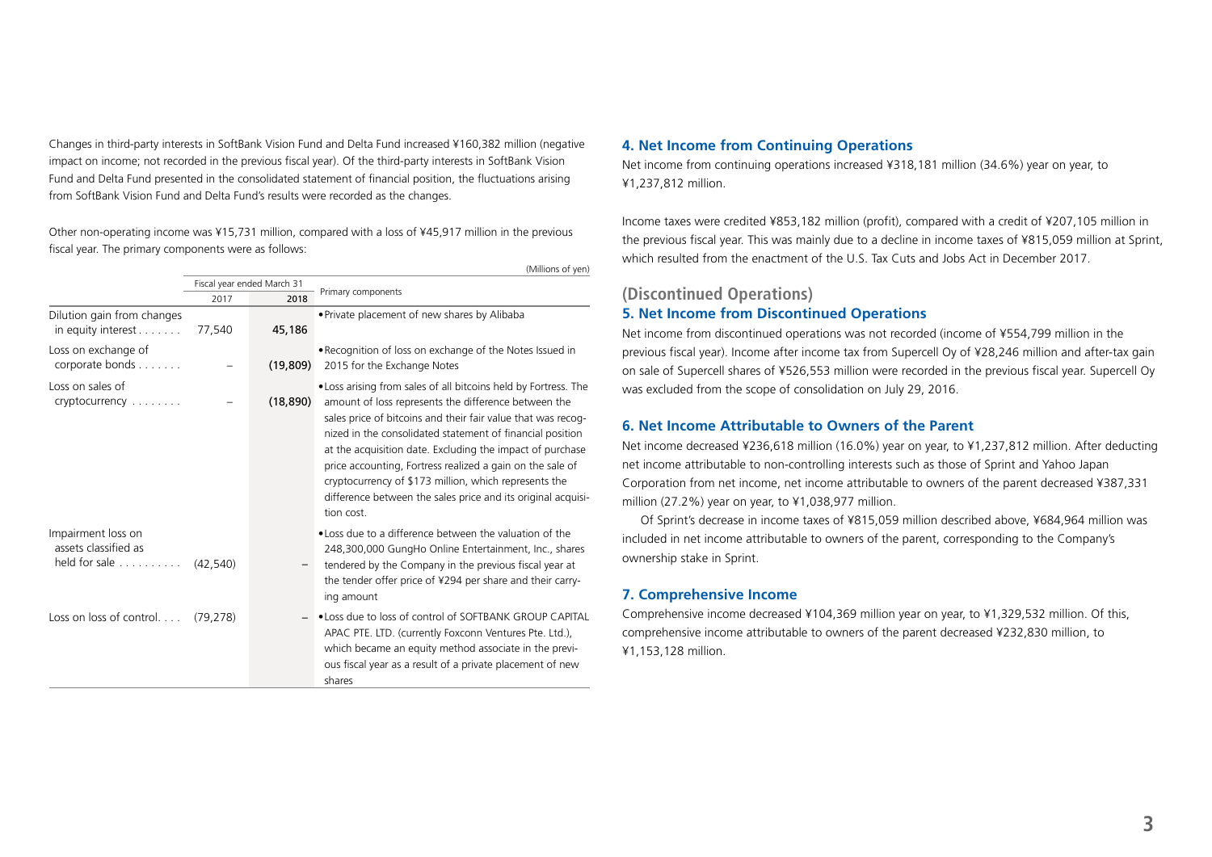Changes in third-party interests in SoftBank Vision Fund and Delta Fund increased ¥160,382 million (negative impact on income; not recorded in the previous fiscal year). Of the third-party interests in SoftBank Vision Fund and Delta Fund presented in the consolidated statement of financial position, the fluctuations arising from SoftBank Vision Fund and Delta Fund's results were recorded as the changes.

Other non-operating income was ¥15,731 million, compared with a loss of ¥45,917 million in the previous fiscal year. The primary components were as follows:

(Millions of yen)

| | Fiscal year ended March 31 | | Primary components |
|---|---|---|---|
| | 2017 | 2018 | |
| Dilution gain from changes in equity interest | 77,540 | 45,186 | • Private placement of new shares by Alibaba |
| Loss on exchange of corporate bonds | – | (19,809) | • Recognition of loss on exchange of the Notes Issued in 2015 for the Exchange Notes |
| Loss on sales of cryptocurrency | – | (18,890) | • Loss arising from sales of all bitcoins held by Fortress. The amount of loss represents the difference between the sales price of bitcoins and their fair value that was recognized in the consolidated statement of financial position at the acquisition date. Excluding the impact of purchase price accounting, Fortress realized a gain on the sale of cryptocurrency of $173 million, which represents the difference between the sales price and its original acquisition cost. |
| Impairment loss on assets classified as held for sale | (42,540) | – | • Loss due to a difference between the valuation of the 248,300,000 GungHo Online Entertainment, Inc., shares tendered by the Company in the previous fiscal year at the tender offer price of ¥294 per share and their carrying amount |
| Loss on loss of control | (79,278) | – | • Loss due to loss of control of SOFTBANK GROUP CAPITAL APAC PTE. LTD. (currently Foxconn Ventures Pte. Ltd.), which became an equity method associate in the previous fiscal year as a result of a private placement of new shares |

### 4. Net Income from Continuing Operations

Net income from continuing operations increased ¥318,181 million (34.6%) year on year, to ¥1,237,812 million.

Income taxes were credited ¥853,182 million (profit), compared with a credit of ¥207,105 million in the previous fiscal year. This was mainly due to a decline in income taxes of ¥815,059 million at Sprint, which resulted from the enactment of the U.S. Tax Cuts and Jobs Act in December 2017.

## (Discontinued Operations)

### 5. Net Income from Discontinued Operations

Net income from discontinued operations was not recorded (income of ¥554,799 million in the previous fiscal year). Income after income tax from Supercell Oy of ¥28,246 million and after-tax gain on sale of Supercell shares of ¥526,553 million were recorded in the previous fiscal year. Supercell Oy was excluded from the scope of consolidation on July 29, 2016.

### 6. Net Income Attributable to Owners of the Parent

Net income decreased ¥236,618 million (16.0%) year on year, to ¥1,237,812 million. After deducting net income attributable to non-controlling interests such as those of Sprint and Yahoo Japan Corporation from net income, net income attributable to owners of the parent decreased ¥387,331 million (27.2%) year on year, to ¥1,038,977 million.

Of Sprint's decrease in income taxes of ¥815,059 million described above, ¥684,964 million was included in net income attributable to owners of the parent, corresponding to the Company's ownership stake in Sprint.

### 7. Comprehensive Income

Comprehensive income decreased ¥104,369 million year on year, to ¥1,329,532 million. Of this, comprehensive income attributable to owners of the parent decreased ¥232,830 million, to ¥1,153,128 million.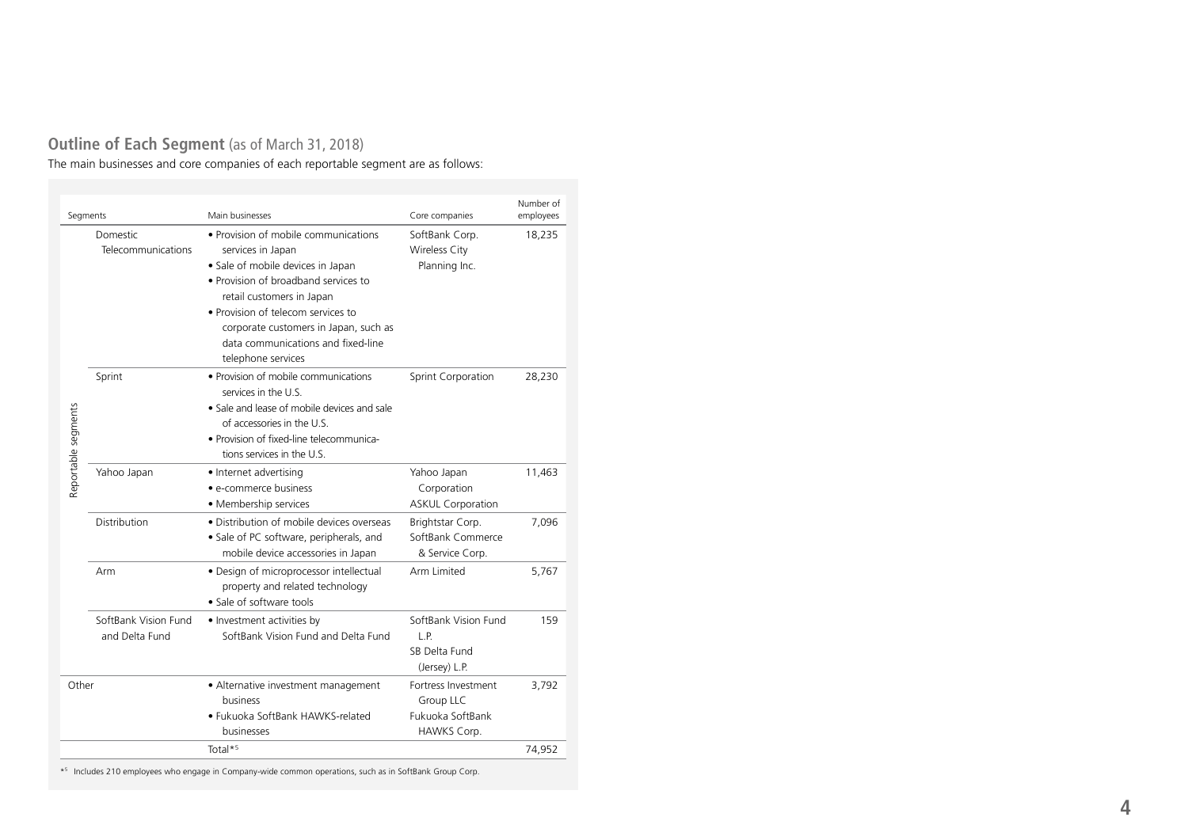## Outline of Each Segment (as of March 31, 2018)

The main businesses and core companies of each reportable segment are as follows:

| Segments | | Main businesses | Core companies | Number of employees |
|---|---|---|---|---|
| Reportable segments | Domestic Telecommunications | • Provision of mobile communications services in Japan<br>• Sale of mobile devices in Japan<br>• Provision of broadband services to retail customers in Japan<br>• Provision of telecom services to corporate customers in Japan, such as data communications and fixed-line telephone services | SoftBank Corp.<br>Wireless City Planning Inc. | 18,235 |
| | Sprint | • Provision of mobile communications services in the U.S.<br>• Sale and lease of mobile devices and sale of accessories in the U.S.<br>• Provision of fixed-line telecommunications services in the U.S. | Sprint Corporation | 28,230 |
| | Yahoo Japan | • Internet advertising<br>• e-commerce business<br>• Membership services | Yahoo Japan Corporation<br>ASKUL Corporation | 11,463 |
| | Distribution | • Distribution of mobile devices overseas<br>• Sale of PC software, peripherals, and mobile device accessories in Japan | Brightstar Corp.<br>SoftBank Commerce & Service Corp. | 7,096 |
| | Arm | • Design of microprocessor intellectual property and related technology<br>• Sale of software tools | Arm Limited | 5,767 |
| | SoftBank Vision Fund and Delta Fund | • Investment activities by SoftBank Vision Fund and Delta Fund | SoftBank Vision Fund L.P.<br>SB Delta Fund (Jersey) L.P. | 159 |
| Other | | • Alternative investment management business<br>• Fukuoka SoftBank HAWKS-related businesses | Fortress Investment Group LLC<br>Fukuoka SoftBank HAWKS Corp. | 3,792 |
| | | Total*5 | | 74,952 |

*5 Includes 210 employees who engage in Company-wide common operations, such as in SoftBank Group Corp.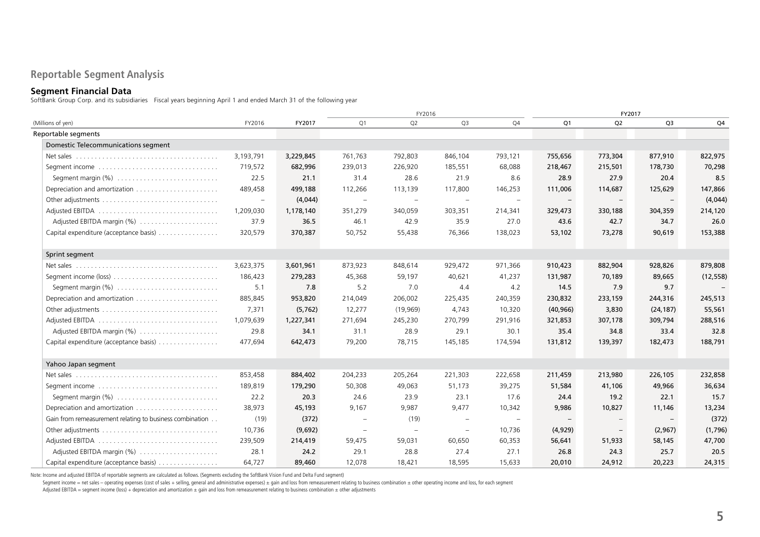## Reportable Segment Analysis

### Segment Financial Data

SoftBank Group Corp. and its subsidiaries Fiscal years beginning April 1 and ended March 31 of the following year

| (Millions of yen) | FY2016 | FY2017 | FY2016 | | | | FY2017 | | | |
|---|---|---|---|---|---|---|---|---|---|---|
| | | | Q1 | Q2 | Q3 | Q4 | Q1 | Q2 | Q3 | Q4 |
| **Reportable segments** | | | | | | | | | | |
| **Domestic Telecommunications segment** | | | | | | | | | | |
| Net sales | 3,193,791 | 3,229,845 | 761,763 | 792,803 | 846,104 | 793,121 | 755,656 | 773,304 | 877,910 | 822,975 |
| Segment income | 719,572 | 682,996 | 239,013 | 226,920 | 185,551 | 68,088 | 218,467 | 215,501 | 178,730 | 70,298 |
| Segment margin (%) | 22.5 | 21.1 | 31.4 | 28.6 | 21.9 | 8.6 | 28.9 | 27.9 | 20.4 | 8.5 |
| Depreciation and amortization | 489,458 | 499,188 | 112,266 | 113,139 | 117,800 | 146,253 | 111,006 | 114,687 | 125,629 | 147,866 |
| Other adjustments | – | (4,044) | – | – | – | – | – | – | – | (4,044) |
| Adjusted EBITDA | 1,209,030 | 1,178,140 | 351,279 | 340,059 | 303,351 | 214,341 | 329,473 | 330,188 | 304,359 | 214,120 |
| Adjusted EBITDA margin (%) | 37.9 | 36.5 | 46.1 | 42.9 | 35.9 | 27.0 | 43.6 | 42.7 | 34.7 | 26.0 |
| Capital expenditure (acceptance basis) | 320,579 | 370,387 | 50,752 | 55,438 | 76,366 | 138,023 | 53,102 | 73,278 | 90,619 | 153,388 |
| **Sprint segment** | | | | | | | | | | |
| Net sales | 3,623,375 | 3,601,961 | 873,923 | 848,614 | 929,472 | 971,366 | 910,423 | 882,904 | 928,826 | 879,808 |
| Segment income (loss) | 186,423 | 279,283 | 45,368 | 59,197 | 40,621 | 41,237 | 131,987 | 70,189 | 89,665 | (12,558) |
| Segment margin (%) | 5.1 | 7.8 | 5.2 | 7.0 | 4.4 | 4.2 | 14.5 | 7.9 | 9.7 | – |
| Depreciation and amortization | 885,845 | 953,820 | 214,049 | 206,002 | 225,435 | 240,359 | 230,832 | 233,159 | 244,316 | 245,513 |
| Other adjustments | 7,371 | (5,762) | 12,277 | (19,969) | 4,743 | 10,320 | (40,966) | 3,830 | (24,187) | 55,561 |
| Adjusted EBITDA | 1,079,639 | 1,227,341 | 271,694 | 245,230 | 270,799 | 291,916 | 321,853 | 307,178 | 309,794 | 288,516 |
| Adjusted EBITDA margin (%) | 29.8 | 34.1 | 31.1 | 28.9 | 29.1 | 30.1 | 35.4 | 34.8 | 33.4 | 32.8 |
| Capital expenditure (acceptance basis) | 477,694 | 642,473 | 79,200 | 78,715 | 145,185 | 174,594 | 131,812 | 139,397 | 182,473 | 188,791 |
| **Yahoo Japan segment** | | | | | | | | | | |
| Net sales | 853,458 | 884,402 | 204,233 | 205,264 | 221,303 | 222,658 | 211,459 | 213,980 | 226,105 | 232,858 |
| Segment income | 189,819 | 179,290 | 50,308 | 49,063 | 51,173 | 39,275 | 51,584 | 41,106 | 49,966 | 36,634 |
| Segment margin (%) | 22.2 | 20.3 | 24.6 | 23.9 | 23.1 | 17.6 | 24.4 | 19.2 | 22.1 | 15.7 |
| Depreciation and amortization | 38,973 | 45,193 | 9,167 | 9,987 | 9,477 | 10,342 | 9,986 | 10,827 | 11,146 | 13,234 |
| Gain from remeasurement relating to business combination | (19) | (372) | – | (19) | – | – | – | – | – | (372) |
| Other adjustments | 10,736 | (9,692) | – | – | – | 10,736 | (4,929) | – | (2,967) | (1,796) |
| Adjusted EBITDA | 239,509 | 214,419 | 59,475 | 59,031 | 60,650 | 60,353 | 56,641 | 51,933 | 58,145 | 47,700 |
| Adjusted EBITDA margin (%) | 28.1 | 24.2 | 29.1 | 28.8 | 27.4 | 27.1 | 26.8 | 24.3 | 25.7 | 20.5 |
| Capital expenditure (acceptance basis) | 64,727 | 89,460 | 12,078 | 18,421 | 18,595 | 15,633 | 20,010 | 24,912 | 20,223 | 24,315 |

Note: Income and adjusted EBITDA of reportable segments are calculated as follows. (Segments excluding the SoftBank Vision Fund and Delta Fund segment)

Segment income = net sales – operating expenses (cost of sales + selling, general and administrative expenses) ± gain and loss from remeasurement relating to business combination ± other operating income and loss, for each segment

Adjusted EBITDA = segment income (loss) + depreciation and amortization ± gain and loss from remeasurement relating to business combination ± other adjustments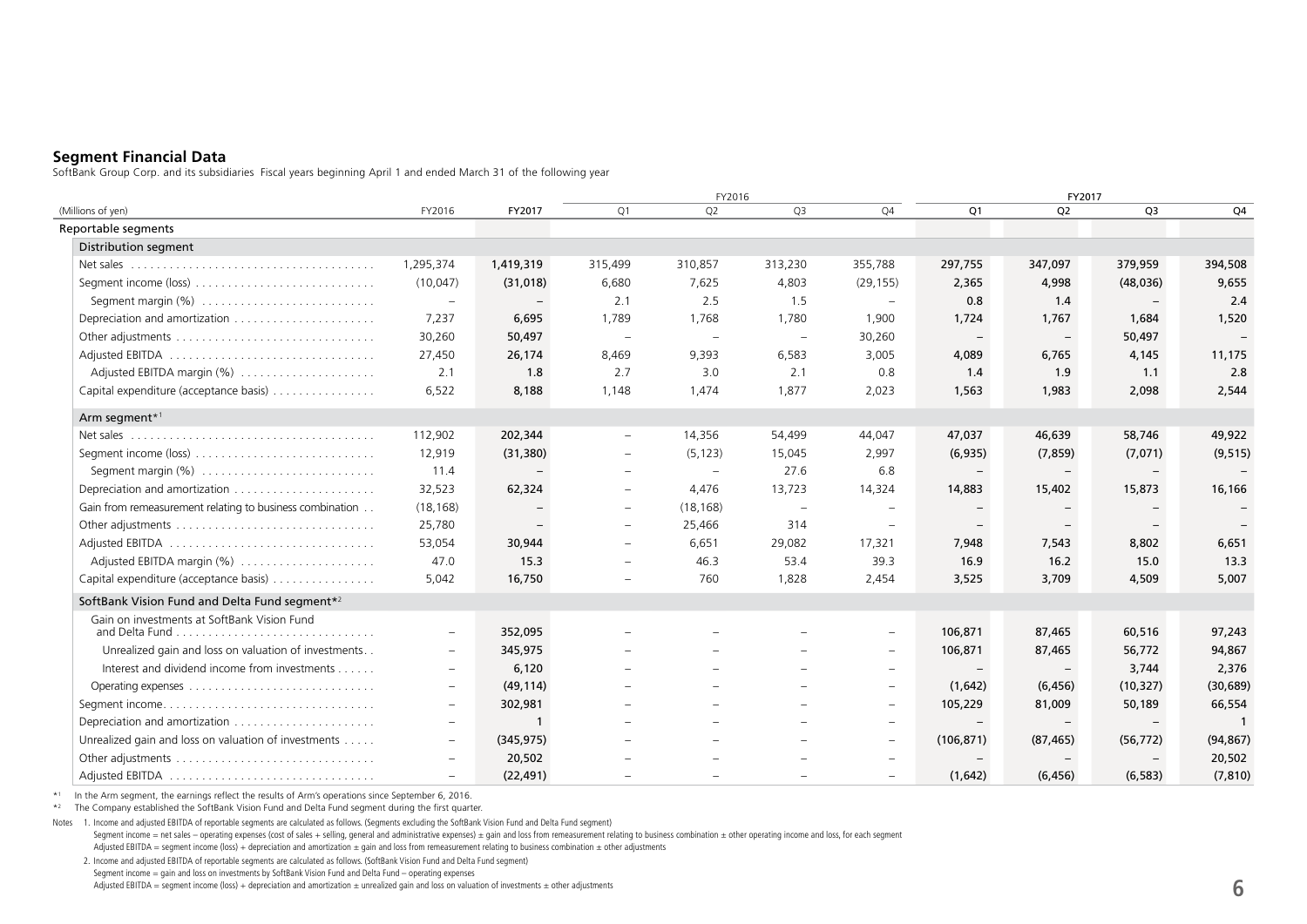## Segment Financial Data

SoftBank Group Corp. and its subsidiaries Fiscal years beginning April 1 and ended March 31 of the following year

| (Millions of yen) | FY2016 | FY2017 | FY2016 Q1 | FY2016 Q2 | FY2016 Q3 | FY2016 Q4 | FY2017 Q1 | FY2017 Q2 | FY2017 Q3 | FY2017 Q4 |
|---|---|---|---|---|---|---|---|---|---|---|
| **Reportable segments** | | | | | | | | | | |
| **Distribution segment** | | | | | | | | | | |
| Net sales | 1,295,374 | 1,419,319 | 315,499 | 310,857 | 313,230 | 355,788 | 297,755 | 347,097 | 379,959 | 394,508 |
| Segment income (loss) | (10,047) | (31,018) | 6,680 | 7,625 | 4,803 | (29,155) | 2,365 | 4,998 | (48,036) | 9,655 |
| Segment margin (%) | – | – | 2.1 | 2.5 | 1.5 | – | 0.8 | 1.4 | – | 2.4 |
| Depreciation and amortization | 7,237 | 6,695 | 1,789 | 1,768 | 1,780 | 1,900 | 1,724 | 1,767 | 1,684 | 1,520 |
| Other adjustments | 30,260 | 50,497 | – | – | – | 30,260 | – | – | 50,497 | – |
| Adjusted EBITDA | 27,450 | 26,174 | 8,469 | 9,393 | 6,583 | 3,005 | 4,089 | 6,765 | 4,145 | 11,175 |
| Adjusted EBITDA margin (%) | 2.1 | 1.8 | 2.7 | 3.0 | 2.1 | 0.8 | 1.4 | 1.9 | 1.1 | 2.8 |
| Capital expenditure (acceptance basis) | 6,522 | 8,188 | 1,148 | 1,474 | 1,877 | 2,023 | 1,563 | 1,983 | 2,098 | 2,544 |
| **Arm segment*[1]** | | | | | | | | | | |
| Net sales | 112,902 | 202,344 | – | 14,356 | 54,499 | 44,047 | 47,037 | 46,639 | 58,746 | 49,922 |
| Segment income (loss) | 12,919 | (31,380) | – | (5,123) | 15,045 | 2,997 | (6,935) | (7,859) | (7,071) | (9,515) |
| Segment margin (%) | 11.4 | – | – | – | 27.6 | 6.8 | – | – | – | – |
| Depreciation and amortization | 32,523 | 62,324 | – | 4,476 | 13,723 | 14,324 | 14,883 | 15,402 | 15,873 | 16,166 |
| Gain from remeasurement relating to business combination | (18,168) | – | – | (18,168) | – | – | – | – | – | – |
| Other adjustments | 25,780 | – | – | 25,466 | 314 | – | – | – | – | – |
| Adjusted EBITDA | 53,054 | 30,944 | – | 6,651 | 29,082 | 17,321 | 7,948 | 7,543 | 8,802 | 6,651 |
| Adjusted EBITDA margin (%) | 47.0 | 15.3 | – | 46.3 | 53.4 | 39.3 | 16.9 | 16.2 | 15.0 | 13.3 |
| Capital expenditure (acceptance basis) | 5,042 | 16,750 | – | 760 | 1,828 | 2,454 | 3,525 | 3,709 | 4,509 | 5,007 |
| **SoftBank Vision Fund and Delta Fund segment*[2]** | | | | | | | | | | |
| Gain on investments at SoftBank Vision Fund and Delta Fund | – | 352,095 | – | – | – | – | 106,871 | 87,465 | 60,516 | 97,243 |
| Unrealized gain and loss on valuation of investments | – | 345,975 | – | – | – | – | 106,871 | 87,465 | 56,772 | 94,867 |
| Interest and dividend income from investments | – | 6,120 | – | – | – | – | – | – | 3,744 | 2,376 |
| Operating expenses | – | (49,114) | – | – | – | – | (1,642) | (6,456) | (10,327) | (30,689) |
| Segment income | – | 302,981 | – | – | – | – | 105,229 | 81,009 | 50,189 | 66,554 |
| Depreciation and amortization | – | 1 | – | – | – | – | – | – | – | 1 |
| Unrealized gain and loss on valuation of investments | – | (345,975) | – | – | – | – | (106,871) | (87,465) | (56,772) | (94,867) |
| Other adjustments | – | 20,502 | – | – | – | – | – | – | – | 20,502 |
| Adjusted EBITDA | – | (22,491) | – | – | – | – | (1,642) | (6,456) | (6,583) | (7,810) |

*1 In the Arm segment, the earnings reflect the results of Arm's operations since September 6, 2016.

*2 The Company established the SoftBank Vision Fund and Delta Fund segment during the first quarter.

Notes
1. Income and adjusted EBITDA of reportable segments are calculated as follows. (Segments excluding the SoftBank Vision Fund and Delta Fund segment)
   Segment income = net sales – operating expenses (cost of sales + selling, general and administrative expenses) ± gain and loss from remeasurement relating to business combination ± other operating income and loss, for each segment
   Adjusted EBITDA = segment income (loss) + depreciation and amortization ± gain and loss from remeasurement relating to business combination ± other adjustments
2. Income and adjusted EBITDA of reportable segments are calculated as follows. (SoftBank Vision Fund and Delta Fund segment)
   Segment income = gain and loss on investments by SoftBank Vision Fund and Delta Fund – operating expenses
   Adjusted EBITDA = segment income (loss) + depreciation and amortization ± unrealized gain and loss on valuation of investments ± other adjustments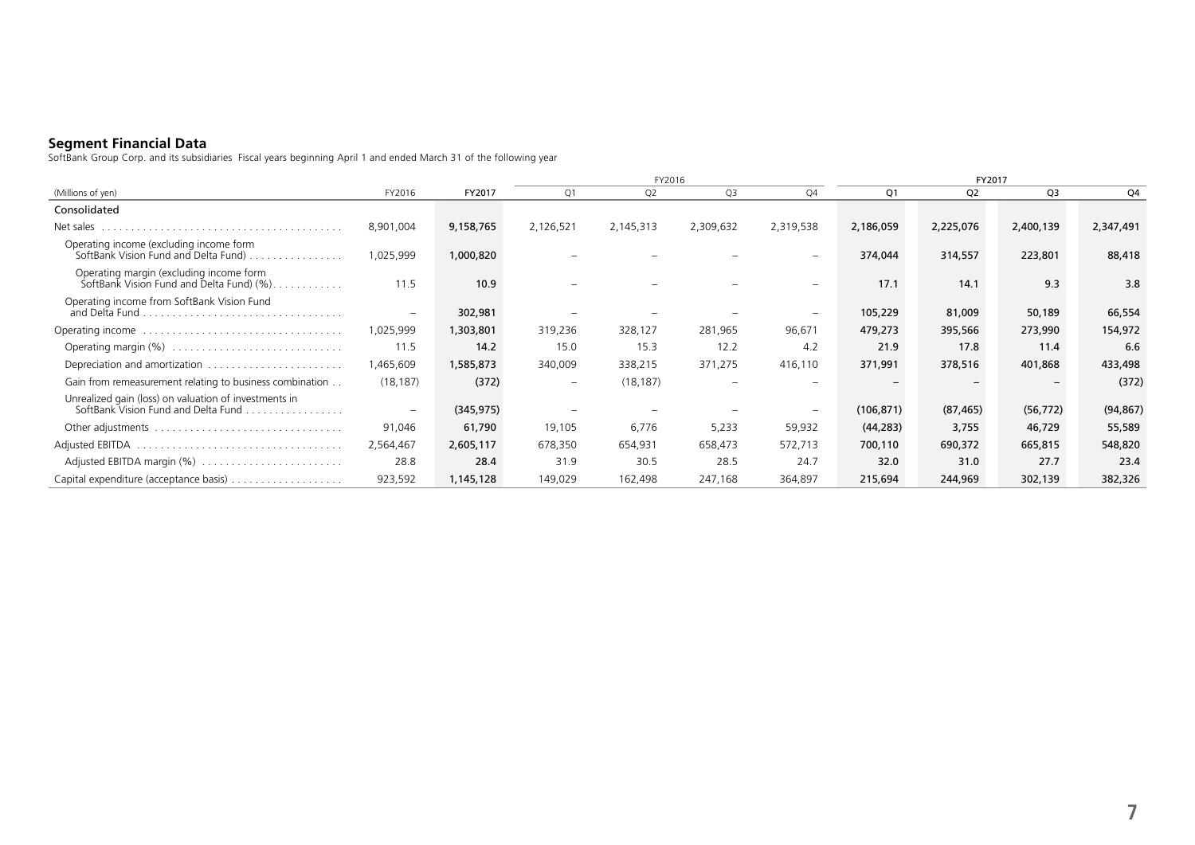## Segment Financial Data

SoftBank Group Corp. and its subsidiaries Fiscal years beginning April 1 and ended March 31 of the following year

| (Millions of yen) | FY2016 | FY2017 | FY2016 Q1 | FY2016 Q2 | FY2016 Q3 | FY2016 Q4 | FY2017 Q1 | FY2017 Q2 | FY2017 Q3 | FY2017 Q4 |
|---|---|---|---|---|---|---|---|---|---|---|
| **Consolidated** | | | | | | | | | | |
| Net sales | 8,901,004 | 9,158,765 | 2,126,521 | 2,145,313 | 2,309,632 | 2,319,538 | 2,186,059 | 2,225,076 | 2,400,139 | 2,347,491 |
| Operating income (excluding income form SoftBank Vision Fund and Delta Fund) | 1,025,999 | 1,000,820 | – | – | – | – | 374,044 | 314,557 | 223,801 | 88,418 |
| Operating margin (excluding income form SoftBank Vision Fund and Delta Fund) (%) | 11.5 | 10.9 | – | – | – | – | 17.1 | 14.1 | 9.3 | 3.8 |
| Operating income from SoftBank Vision Fund and Delta Fund | – | 302,981 | – | – | – | – | 105,229 | 81,009 | 50,189 | 66,554 |
| Operating income | 1,025,999 | 1,303,801 | 319,236 | 328,127 | 281,965 | 96,671 | 479,273 | 395,566 | 273,990 | 154,972 |
| Operating margin (%) | 11.5 | 14.2 | 15.0 | 15.3 | 12.2 | 4.2 | 21.9 | 17.8 | 11.4 | 6.6 |
| Depreciation and amortization | 1,465,609 | 1,585,873 | 340,009 | 338,215 | 371,275 | 416,110 | 371,991 | 378,516 | 401,868 | 433,498 |
| Gain from remeasurement relating to business combination | (18,187) | (372) | – | (18,187) | – | – | – | – | – | (372) |
| Unrealized gain (loss) on valuation of investments in SoftBank Vision Fund and Delta Fund | – | (345,975) | – | – | – | – | (106,871) | (87,465) | (56,772) | (94,867) |
| Other adjustments | 91,046 | 61,790 | 19,105 | 6,776 | 5,233 | 59,932 | (44,283) | 3,755 | 46,729 | 55,589 |
| Adjusted EBITDA | 2,564,467 | 2,605,117 | 678,350 | 654,931 | 658,473 | 572,713 | 700,110 | 690,372 | 665,815 | 548,820 |
| Adjusted EBITDA margin (%) | 28.8 | 28.4 | 31.9 | 30.5 | 28.5 | 24.7 | 32.0 | 31.0 | 27.7 | 23.4 |
| Capital expenditure (acceptance basis) | 923,592 | 1,145,128 | 149,029 | 162,498 | 247,168 | 364,897 | 215,694 | 244,969 | 302,139 | 382,326 |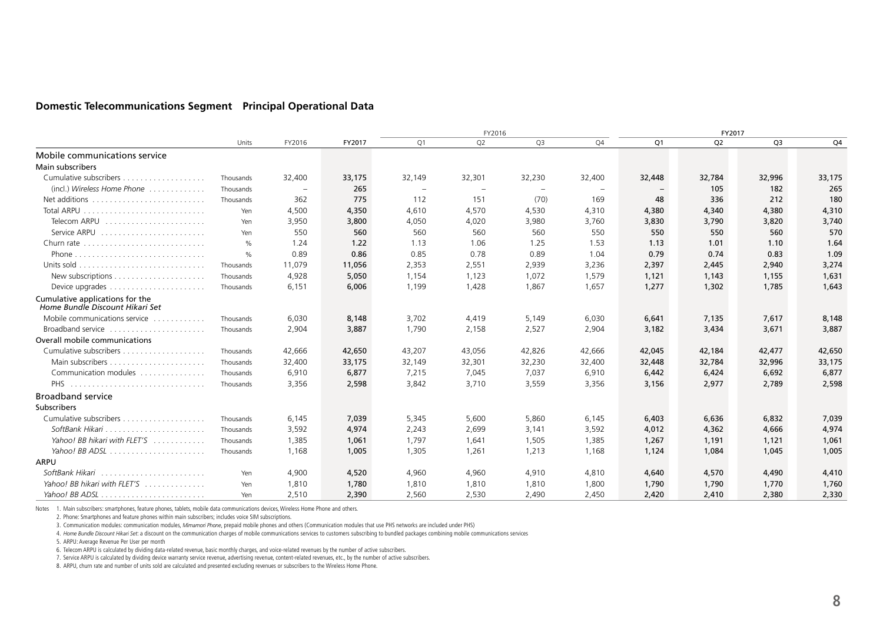## Domestic Telecommunications Segment Principal Operational Data

| | Units | FY2016 | FY2017 | FY2016 | | | | FY2017 | | | |
|---|---|---|---|---|---|---|---|---|---|---|---|
| | | | | Q1 | Q2 | Q3 | Q4 | Q1 | Q2 | Q3 | Q4 |
| **Mobile communications service** | | | | | | | | | | | |
| **Main subscribers** | | | | | | | | | | | |
| Cumulative subscribers | Thousands | 32,400 | 33,175 | 32,149 | 32,301 | 32,230 | 32,400 | 32,448 | 32,784 | 32,996 | 33,175 |
| (incl.) *Wireless Home Phone* | Thousands | – | 265 | – | – | – | – | – | 105 | 182 | 265 |
| Net additions | Thousands | 362 | 775 | 112 | 151 | (70) | 169 | 48 | 336 | 212 | 180 |
| Total ARPU | Yen | 4,500 | 4,350 | 4,610 | 4,570 | 4,530 | 4,310 | 4,380 | 4,340 | 4,380 | 4,310 |
| Telecom ARPU | Yen | 3,950 | 3,800 | 4,050 | 4,020 | 3,980 | 3,760 | 3,830 | 3,790 | 3,820 | 3,740 |
| Service ARPU | Yen | 550 | 560 | 560 | 560 | 560 | 550 | 550 | 550 | 560 | 570 |
| Churn rate | % | 1.24 | 1.22 | 1.13 | 1.06 | 1.25 | 1.53 | 1.13 | 1.01 | 1.10 | 1.64 |
| Phone | % | 0.89 | 0.86 | 0.85 | 0.78 | 0.89 | 1.04 | 0.79 | 0.74 | 0.83 | 1.09 |
| Units sold | Thousands | 11,079 | 11,056 | 2,353 | 2,551 | 2,939 | 3,236 | 2,397 | 2,445 | 2,940 | 3,274 |
| New subscriptions | Thousands | 4,928 | 5,050 | 1,154 | 1,123 | 1,072 | 1,579 | 1,121 | 1,143 | 1,155 | 1,631 |
| Device upgrades | Thousands | 6,151 | 6,006 | 1,199 | 1,428 | 1,867 | 1,657 | 1,277 | 1,302 | 1,785 | 1,643 |
| **Cumulative applications for the *Home Bundle Discount Hikari Set*** | | | | | | | | | | | |
| Mobile communications service | Thousands | 6,030 | 8,148 | 3,702 | 4,419 | 5,149 | 6,030 | 6,641 | 7,135 | 7,617 | 8,148 |
| Broadband service | Thousands | 2,904 | 3,887 | 1,790 | 2,158 | 2,527 | 2,904 | 3,182 | 3,434 | 3,671 | 3,887 |
| **Overall mobile communications** | | | | | | | | | | | |
| Cumulative subscribers | Thousands | 42,666 | 42,650 | 43,207 | 43,056 | 42,826 | 42,666 | 42,045 | 42,184 | 42,477 | 42,650 |
| Main subscribers | Thousands | 32,400 | 33,175 | 32,149 | 32,301 | 32,230 | 32,400 | 32,448 | 32,784 | 32,996 | 33,175 |
| Communication modules | Thousands | 6,910 | 6,877 | 7,215 | 7,045 | 7,037 | 6,910 | 6,442 | 6,424 | 6,692 | 6,877 |
| PHS | Thousands | 3,356 | 2,598 | 3,842 | 3,710 | 3,559 | 3,356 | 3,156 | 2,977 | 2,789 | 2,598 |
| **Broadband service** | | | | | | | | | | | |
| **Subscribers** | | | | | | | | | | | |
| Cumulative subscribers | Thousands | 6,145 | 7,039 | 5,345 | 5,600 | 5,860 | 6,145 | 6,403 | 6,636 | 6,832 | 7,039 |
| *SoftBank Hikari* | Thousands | 3,592 | 4,974 | 2,243 | 2,699 | 3,141 | 3,592 | 4,012 | 4,362 | 4,666 | 4,974 |
| *Yahoo! BB hikari with FLET'S* | Thousands | 1,385 | 1,061 | 1,797 | 1,641 | 1,505 | 1,385 | 1,267 | 1,191 | 1,121 | 1,061 |
| *Yahoo! BB ADSL* | Thousands | 1,168 | 1,005 | 1,305 | 1,261 | 1,213 | 1,168 | 1,124 | 1,084 | 1,045 | 1,005 |
| **ARPU** | | | | | | | | | | | |
| *SoftBank Hikari* | Yen | 4,900 | 4,520 | 4,960 | 4,960 | 4,910 | 4,810 | 4,640 | 4,570 | 4,490 | 4,410 |
| *Yahoo! BB hikari with FLET'S* | Yen | 1,810 | 1,780 | 1,810 | 1,810 | 1,810 | 1,800 | 1,790 | 1,790 | 1,770 | 1,760 |
| *Yahoo! BB ADSL* | Yen | 2,510 | 2,390 | 2,560 | 2,530 | 2,490 | 2,450 | 2,420 | 2,410 | 2,380 | 2,330 |

Notes
1. Main subscribers: smartphones, feature phones, tablets, mobile data communications devices, Wireless Home Phone and others.
2. Phone: Smartphones and feature phones within main subscribers; includes voice SIM subscriptions.
3. Communication modules: communication modules, *Mimamori Phone*, prepaid mobile phones and others (Communication modules that use PHS networks are included under PHS)
4. *Home Bundle Discount Hikari Set*: a discount on the communication charges of mobile communications services to customers subscribing to bundled packages combining mobile communications services
5. ARPU: Average Revenue Per User per month
6. Telecom ARPU is calculated by dividing data-related revenue, basic monthly charges, and voice-related revenues by the number of active subscribers.
7. Service ARPU is calculated by dividing device warranty service revenue, advertising revenue, content-related revenues, etc., by the number of active subscribers.
8. ARPU, churn rate and number of units sold are calculated and presented excluding revenues or subscribers to the Wireless Home Phone.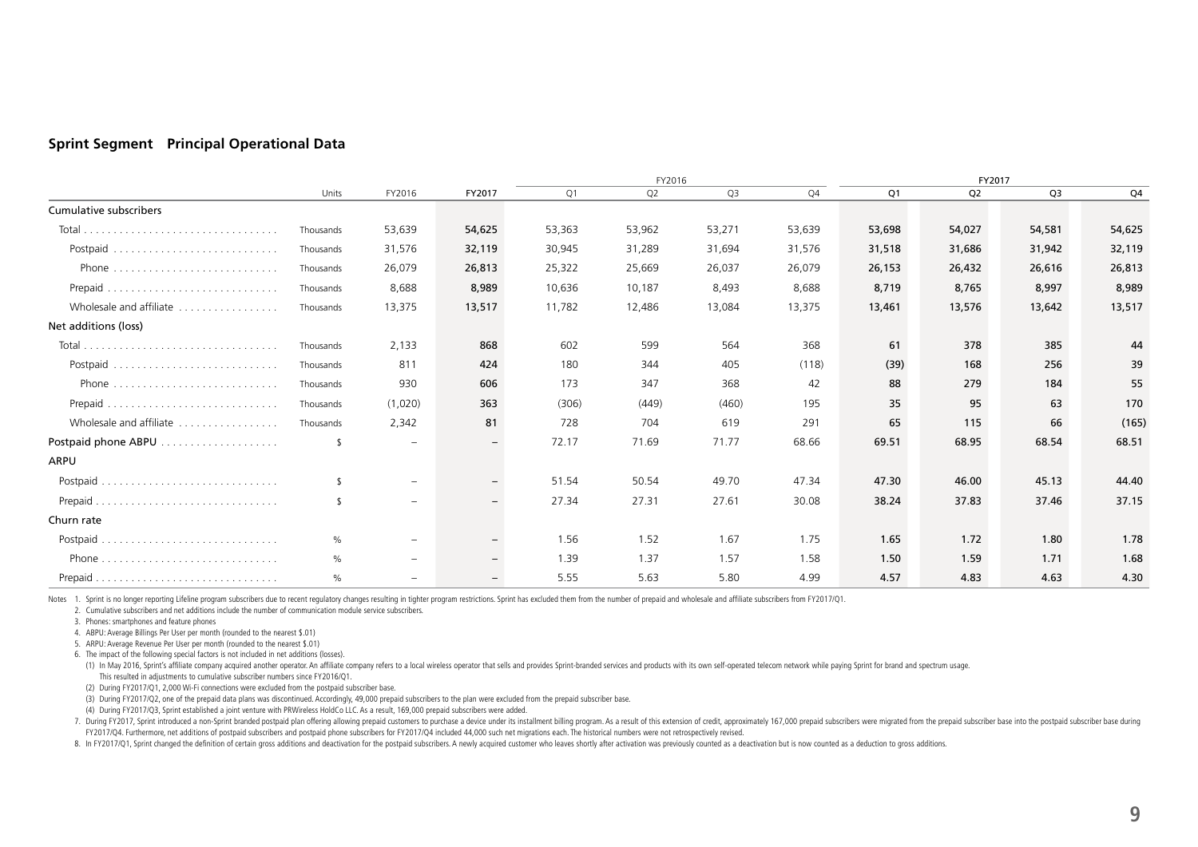## Sprint Segment　Principal Operational Data

| | Units | FY2016 | FY2017 | FY2016 | | | | FY2017 | | | |
|---|---|---|---|---|---|---|---|---|---|---|---|
| | | | | Q1 | Q2 | Q3 | Q4 | Q1 | Q2 | Q3 | Q4 |
| Cumulative subscribers | | | | | | | | | | | |
| Total | Thousands | 53,639 | 54,625 | 53,363 | 53,962 | 53,271 | 53,639 | 53,698 | 54,027 | 54,581 | 54,625 |
| Postpaid | Thousands | 31,576 | 32,119 | 30,945 | 31,289 | 31,694 | 31,576 | 31,518 | 31,686 | 31,942 | 32,119 |
| Phone | Thousands | 26,079 | 26,813 | 25,322 | 25,669 | 26,037 | 26,079 | 26,153 | 26,432 | 26,616 | 26,813 |
| Prepaid | Thousands | 8,688 | 8,989 | 10,636 | 10,187 | 8,493 | 8,688 | 8,719 | 8,765 | 8,997 | 8,989 |
| Wholesale and affiliate | Thousands | 13,375 | 13,517 | 11,782 | 12,486 | 13,084 | 13,375 | 13,461 | 13,576 | 13,642 | 13,517 |
| Net additions (loss) | | | | | | | | | | | |
| Total | Thousands | 2,133 | 868 | 602 | 599 | 564 | 368 | 61 | 378 | 385 | 44 |
| Postpaid | Thousands | 811 | 424 | 180 | 344 | 405 | (118) | (39) | 168 | 256 | 39 |
| Phone | Thousands | 930 | 606 | 173 | 347 | 368 | 42 | 88 | 279 | 184 | 55 |
| Prepaid | Thousands | (1,020) | 363 | (306) | (449) | (460) | 195 | 35 | 95 | 63 | 170 |
| Wholesale and affiliate | Thousands | 2,342 | 81 | 728 | 704 | 619 | 291 | 65 | 115 | 66 | (165) |
| Postpaid phone ABPU | $ | – | – | 72.17 | 71.69 | 71.77 | 68.66 | 69.51 | 68.95 | 68.54 | 68.51 |
| ARPU | | | | | | | | | | | |
| Postpaid | $ | – | – | 51.54 | 50.54 | 49.70 | 47.34 | 47.30 | 46.00 | 45.13 | 44.40 |
| Prepaid | $ | – | – | 27.34 | 27.31 | 27.61 | 30.08 | 38.24 | 37.83 | 37.46 | 37.15 |
| Churn rate | | | | | | | | | | | |
| Postpaid | % | – | – | 1.56 | 1.52 | 1.67 | 1.75 | 1.65 | 1.72 | 1.80 | 1.78 |
| Phone | % | – | – | 1.39 | 1.37 | 1.57 | 1.58 | 1.50 | 1.59 | 1.71 | 1.68 |
| Prepaid | % | – | – | 5.55 | 5.63 | 5.80 | 4.99 | 4.57 | 4.83 | 4.63 | 4.30 |

Notes
1. Sprint is no longer reporting Lifeline program subscribers due to recent regulatory changes resulting in tighter program restrictions. Sprint has excluded them from the number of prepaid and wholesale and affiliate subscribers from FY2017/Q1.
2. Cumulative subscribers and net additions include the number of communication module service subscribers.
3. Phones: smartphones and feature phones
4. ABPU: Average Billings Per User per month (rounded to the nearest $.01)
5. ARPU: Average Revenue Per User per month (rounded to the nearest $.01)
6. The impact of the following special factors is not included in net additions (losses).
   (1) In May 2016, Sprint's affiliate company acquired another operator. An affiliate company refers to a local wireless operator that sells and provides Sprint-branded services and products with its own self-operated telecom network while paying Sprint for brand and spectrum usage. This resulted in adjustments to cumulative subscriber numbers since FY2016/Q1.
   (2) During FY2017/Q1, 2,000 Wi-Fi connections were excluded from the postpaid subscriber base.
   (3) During FY2017/Q2, one of the prepaid data plans was discontinued. Accordingly, 49,000 prepaid subscribers to the plan were excluded from the prepaid subscriber base.
   (4) During FY2017/Q3, Sprint established a joint venture with PRWireless HoldCo LLC. As a result, 169,000 prepaid subscribers were added.
7. During FY2017, Sprint introduced a non-Sprint branded postpaid plan offering allowing prepaid customers to purchase a device under its installment billing program. As a result of this extension of credit, approximately 167,000 prepaid subscribers were migrated from the prepaid subscriber base into the postpaid subscriber base during FY2017/Q4. Furthermore, net additions of postpaid subscribers and postpaid phone subscribers for FY2017/Q4 included 44,000 such net migrations each. The historical numbers were not retrospectively revised.
8. In FY2017/Q1, Sprint changed the definition of certain gross additions and deactivation for the postpaid subscribers. A newly acquired customer who leaves shortly after activation was previously counted as a deactivation but is now counted as a deduction to gross additions.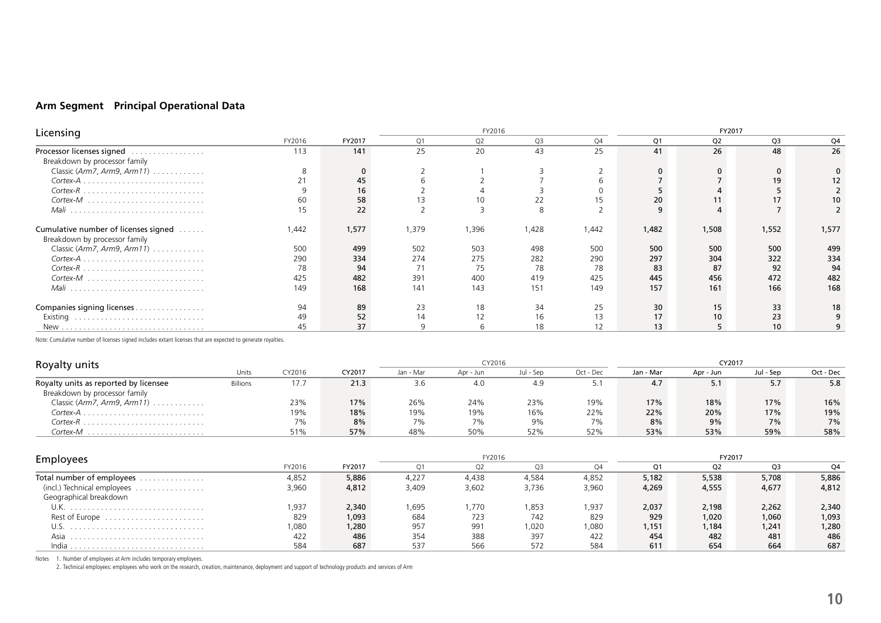## Arm Segment Principal Operational Data

### Licensing

| | FY2016 | FY2017 | FY2016 Q1 | FY2016 Q2 | FY2016 Q3 | FY2016 Q4 | FY2017 Q1 | FY2017 Q2 | FY2017 Q3 | FY2017 Q4 |
|---|---|---|---|---|---|---|---|---|---|---|
| Processor licenses signed | 113 | 141 | 25 | 20 | 43 | 25 | 41 | 26 | 48 | 26 |
| Breakdown by processor family | | | | | | | | | | |
| Classic (*Arm7, Arm9, Arm11*) | 8 | 0 | 2 | 1 | 3 | 2 | 0 | 0 | 0 | 0 |
| *Cortex-A* | 21 | 45 | 6 | 2 | 7 | 6 | 7 | 7 | 19 | 12 |
| *Cortex-R* | 9 | 16 | 2 | 4 | 3 | 0 | 5 | 4 | 5 | 2 |
| *Cortex-M* | 60 | 58 | 13 | 10 | 22 | 15 | 20 | 11 | 17 | 10 |
| *Mali* | 15 | 22 | 2 | 3 | 8 | 2 | 9 | 4 | 7 | 2 |
| Cumulative number of licenses signed | 1,442 | 1,577 | 1,379 | 1,396 | 1,428 | 1,442 | 1,482 | 1,508 | 1,552 | 1,577 |
| Breakdown by processor family | | | | | | | | | | |
| Classic (*Arm7, Arm9, Arm11*) | 500 | 499 | 502 | 503 | 498 | 500 | 500 | 500 | 500 | 499 |
| *Cortex-A* | 290 | 334 | 274 | 275 | 282 | 290 | 297 | 304 | 322 | 334 |
| *Cortex-R* | 78 | 94 | 71 | 75 | 78 | 78 | 83 | 87 | 92 | 94 |
| *Cortex-M* | 425 | 482 | 391 | 400 | 419 | 425 | 445 | 456 | 472 | 482 |
| *Mali* | 149 | 168 | 141 | 143 | 151 | 149 | 157 | 161 | 166 | 168 |
| Companies signing licenses | 94 | 89 | 23 | 18 | 34 | 25 | 30 | 15 | 33 | 18 |
| Existing | 49 | 52 | 14 | 12 | 16 | 13 | 17 | 10 | 23 | 9 |
| New | 45 | 37 | 9 | 6 | 18 | 12 | 13 | 5 | 10 | 9 |

Note: Cumulative number of licenses signed includes extant licenses that are expected to generate royalties.

### Royalty units

| | Units | CY2016 | CY2017 | CY2016 Jan - Mar | CY2016 Apr - Jun | CY2016 Jul - Sep | CY2016 Oct - Dec | CY2017 Jan - Mar | CY2017 Apr - Jun | CY2017 Jul - Sep | CY2017 Oct - Dec |
|---|---|---|---|---|---|---|---|---|---|---|---|
| Royalty units as reported by licensee | Billions | 17.7 | 21.3 | 3.6 | 4.0 | 4.9 | 5.1 | 4.7 | 5.1 | 5.7 | 5.8 |
| Breakdown by processor family | | | | | | | | | | | |
| Classic (*Arm7, Arm9, Arm11*) | | 23% | 17% | 26% | 24% | 23% | 19% | 17% | 18% | 17% | 16% |
| *Cortex-A* | | 19% | 18% | 19% | 19% | 16% | 22% | 22% | 20% | 17% | 19% |
| *Cortex-R* | | 7% | 8% | 7% | 7% | 9% | 7% | 8% | 9% | 7% | 7% |
| *Cortex-M* | | 51% | 57% | 48% | 50% | 52% | 52% | 53% | 53% | 59% | 58% |

### Employees

| | FY2016 | FY2017 | FY2016 Q1 | FY2016 Q2 | FY2016 Q3 | FY2016 Q4 | FY2017 Q1 | FY2017 Q2 | FY2017 Q3 | FY2017 Q4 |
|---|---|---|---|---|---|---|---|---|---|---|
| Total number of employees | 4,852 | 5,886 | 4,227 | 4,438 | 4,584 | 4,852 | 5,182 | 5,538 | 5,708 | 5,886 |
| (incl.) Technical employees | 3,960 | 4,812 | 3,409 | 3,602 | 3,736 | 3,960 | 4,269 | 4,555 | 4,677 | 4,812 |
| Geographical breakdown | | | | | | | | | | |
| U.K. | 1,937 | 2,340 | 1,695 | 1,770 | 1,853 | 1,937 | 2,037 | 2,198 | 2,262 | 2,340 |
| Rest of Europe | 829 | 1,093 | 684 | 723 | 742 | 829 | 929 | 1,020 | 1,060 | 1,093 |
| U.S. | 1,080 | 1,280 | 957 | 991 | 1,020 | 1,080 | 1,151 | 1,184 | 1,241 | 1,280 |
| Asia | 422 | 486 | 354 | 388 | 397 | 422 | 454 | 482 | 481 | 486 |
| India | 584 | 687 | 537 | 566 | 572 | 584 | 611 | 654 | 664 | 687 |

Notes 1. Number of employees at Arm includes temporary employees.
2. Technical employees: employees who work on the research, creation, maintenance, deployment and support of technology products and services of Arm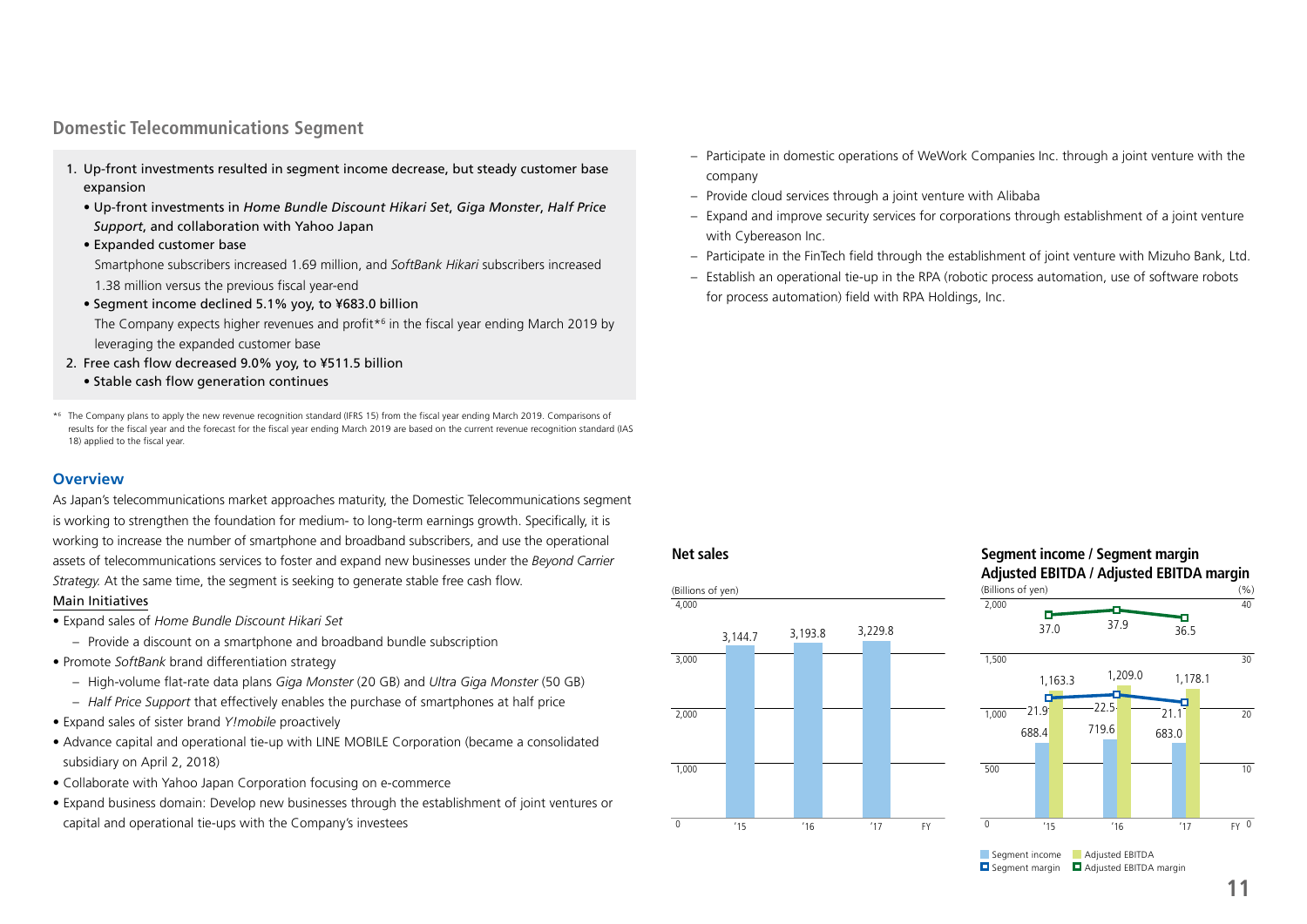## Domestic Telecommunications Segment

1. Up-front investments resulted in segment income decrease, but steady customer base expansion
   - Up-front investments in *Home Bundle Discount Hikari Set*, *Giga Monster*, *Half Price Support*, and collaboration with Yahoo Japan
   - Expanded customer base

     Smartphone subscribers increased 1.69 million, and *SoftBank Hikari* subscribers increased 1.38 million versus the previous fiscal year-end
   - Segment income declined 5.1% yoy, to ¥683.0 billion

     The Company expects higher revenues and profit*6 in the fiscal year ending March 2019 by leveraging the expanded customer base
2. Free cash flow decreased 9.0% yoy, to ¥511.5 billion
   - Stable cash flow generation continues

*6 The Company plans to apply the new revenue recognition standard (IFRS 15) from the fiscal year ending March 2019. Comparisons of results for the fiscal year and the forecast for the fiscal year ending March 2019 are based on the current revenue recognition standard (IAS 18) applied to the fiscal year.

### Overview

As Japan's telecommunications market approaches maturity, the Domestic Telecommunications segment is working to strengthen the foundation for medium- to long-term earnings growth. Specifically, it is working to increase the number of smartphone and broadband subscribers, and use the operational assets of telecommunications services to foster and expand new businesses under the *Beyond Carrier Strategy.* At the same time, the segment is seeking to generate stable free cash flow.

Main Initiatives

- Expand sales of *Home Bundle Discount Hikari Set*
  - Provide a discount on a smartphone and broadband bundle subscription
- Promote *SoftBank* brand differentiation strategy
  - High-volume flat-rate data plans *Giga Monster* (20 GB) and *Ultra Giga Monster* (50 GB)
  - *Half Price Support* that effectively enables the purchase of smartphones at half price
- Expand sales of sister brand *Y!mobile* proactively
- Advance capital and operational tie-up with LINE MOBILE Corporation (became a consolidated subsidiary on April 2, 2018)
- Collaborate with Yahoo Japan Corporation focusing on e-commerce
- Expand business domain: Develop new businesses through the establishment of joint ventures or capital and operational tie-ups with the Company's investees
  - Participate in domestic operations of WeWork Companies Inc. through a joint venture with the company
  - Provide cloud services through a joint venture with Alibaba
  - Expand and improve security services for corporations through establishment of a joint venture with Cybereason Inc.
  - Participate in the FinTech field through the establishment of joint venture with Mizuho Bank, Ltd.
  - Establish an operational tie-up in the RPA (robotic process automation, use of software robots for process automation) field with RPA Holdings, Inc.

**Net sales**

(Billions of yen)

| FY | '15 | '16 | '17 |
|---|---|---|---|
| Net sales | 3,144.7 | 3,193.8 | 3,229.8 |

**Segment income / Segment margin**
**Adjusted EBITDA / Adjusted EBITDA margin**

(Billions of yen) (%)

| FY | '15 | '16 | '17 |
|---|---|---|---|
| Segment income | 688.4 | 719.6 | 683.0 |
| Adjusted EBITDA | 1,163.3 | 1,209.0 | 1,178.1 |
| Segment margin | 21.9 | 22.5 | 21.1 |
| Adjusted EBITDA margin | 37.0 | 37.9 | 36.5 |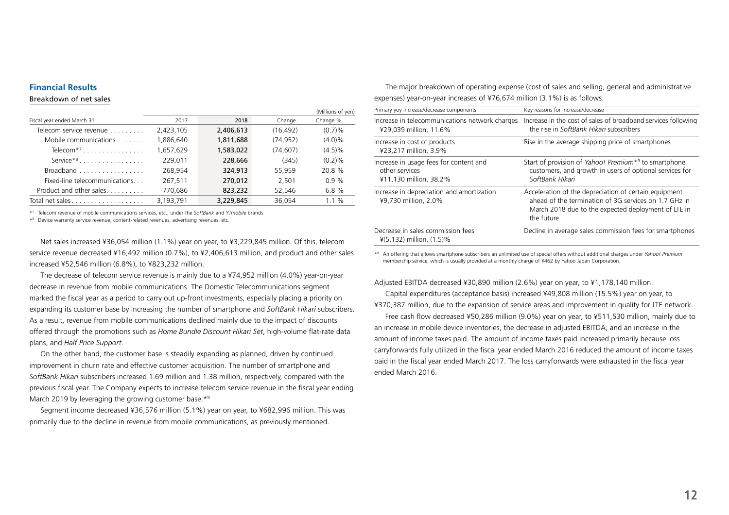## Financial Results

### Breakdown of net sales

(Millions of yen)

| Fiscal year ended March 31 | 2017 | 2018 | Change | Change % |
|---|---|---|---|---|
| Telecom service revenue | 2,423,105 | 2,406,613 | (16,492) | (0.7)% |
| Mobile communications | 1,886,640 | 1,811,688 | (74,952) | (4.0)% |
| Telecom*7 | 1,657,629 | 1,583,022 | (74,607) | (4.5)% |
| Service*8 | 229,011 | 228,666 | (345) | (0.2)% |
| Broadband | 268,954 | 324,913 | 55,959 | 20.8 % |
| Fixed-line telecommunications | 267,511 | 270,012 | 2,501 | 0.9 % |
| Product and other sales | 770,686 | 823,232 | 52,546 | 6.8 % |
| Total net sales | 3,193,791 | 3,229,845 | 36,054 | 1.1 % |

*7 Telecom revenue of mobile communications services, etc., under the *SoftBank* and *Y!mobile* brands

*8 Device warranty service revenue, content-related revenues, advertising revenues, etc.

Net sales increased ¥36,054 million (1.1%) year on year, to ¥3,229,845 million. Of this, telecom service revenue decreased ¥16,492 million (0.7%), to ¥2,406,613 million, and product and other sales increased ¥52,546 million (6.8%), to ¥823,232 million.

The decrease of telecom service revenue is mainly due to a ¥74,952 million (4.0%) year-on-year decrease in revenue from mobile communications. The Domestic Telecommunications segment marked the fiscal year as a period to carry out up-front investments, especially placing a priority on expanding its customer base by increasing the number of smartphone and *SoftBank Hikari* subscribers. As a result, revenue from mobile communications declined mainly due to the impact of discounts offered through the promotions such as *Home Bundle Discount Hikari Set*, high-volume flat-rate data plans, and *Half Price Support*.

On the other hand, the customer base is steadily expanding as planned, driven by continued improvement in churn rate and effective customer acquisition. The number of smartphone and *SoftBank Hikari* subscribers increased 1.69 million and 1.38 million, respectively, compared with the previous fiscal year. The Company expects to increase telecom service revenue in the fiscal year ending March 2019 by leveraging the growing customer base.*9

Segment income decreased ¥36,576 million (5.1%) year on year, to ¥682,996 million. This was primarily due to the decline in revenue from mobile communications, as previously mentioned.

The major breakdown of operating expense (cost of sales and selling, general and administrative expenses) year-on-year increases of ¥76,674 million (3.1%) is as follows.

| Primary yoy increase/decrease components | Key reasons for increase/decrease |
|---|---|
| Increase in telecommunications network charges ¥29,039 million, 11.6% | Increase in the cost of sales of broadband services following the rise in *SoftBank Hikari* subscribers |
| Increase in cost of products ¥23,217 million, 3.9% | Rise in the average shipping price of smartphones |
| Increase in usage fees for content and other services ¥11,130 million, 38.2% | Start of provision of *Yahoo! Premium**9 to smartphone customers, and growth in users of optional services for *SoftBank Hikari* |
| Increase in depreciation and amortization ¥9,730 million, 2.0% | Acceleration of the depreciation of certain equipment ahead of the termination of 3G services on 1.7 GHz in March 2018 due to the expected deployment of LTE in the future |
| Decrease in sales commission fees ¥(5,132) million, (1.5)% | Decline in average sales commission fees for smartphones |

*9 An offering that allows smartphone subscribers an unlimited use of special offers without additional charges under *Yahoo! Premium* membership service, which is usually provided at a monthly charge of ¥462 by Yahoo Japan Corporation.

Adjusted EBITDA decreased ¥30,890 million (2.6%) year on year, to ¥1,178,140 million.

Capital expenditures (acceptance basis) increased ¥49,808 million (15.5%) year on year, to ¥370,387 million, due to the expansion of service areas and improvement in quality for LTE network.

Free cash flow decreased ¥50,286 million (9.0%) year on year, to ¥511,530 million, mainly due to an increase in mobile device inventories, the decrease in adjusted EBITDA, and an increase in the amount of income taxes paid. The amount of income taxes paid increased primarily because loss carryforwards fully utilized in the fiscal year ended March 2016 reduced the amount of income taxes paid in the fiscal year ended March 2017. The loss carryforwards were exhausted in the fiscal year ended March 2016.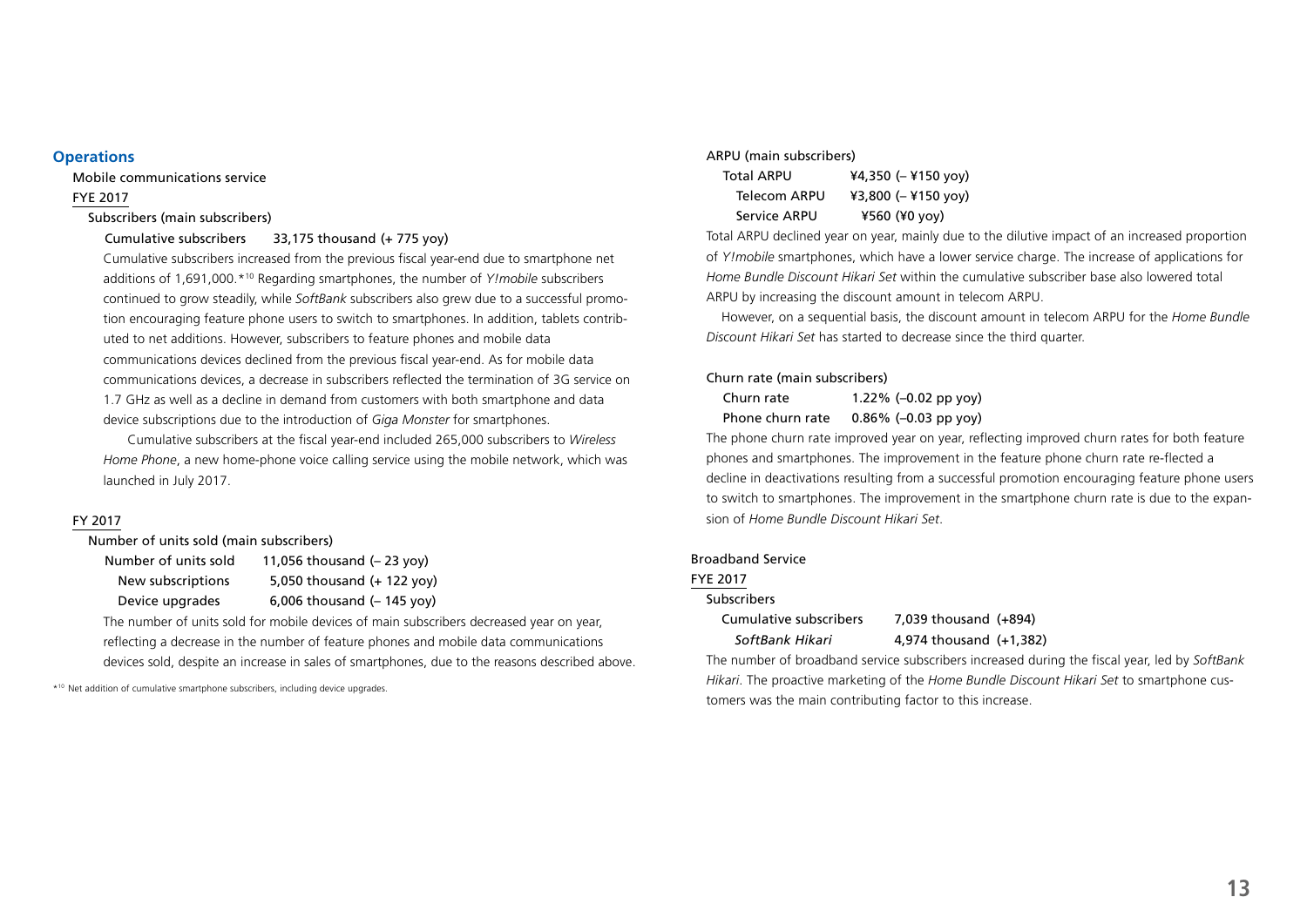## Operations

### Mobile communications service

FYE 2017

Subscribers (main subscribers)

| | |
|---|---|
| Cumulative subscribers | 33,175 thousand (+ 775 yoy) |

Cumulative subscribers increased from the previous fiscal year-end due to smartphone net additions of 1,691,000.*[10] Regarding smartphones, the number of *Y!mobile* subscribers continued to grow steadily, while *SoftBank* subscribers also grew due to a successful promotion encouraging feature phone users to switch to smartphones. In addition, tablets contributed to net additions. However, subscribers to feature phones and mobile data communications devices declined from the previous fiscal year-end. As for mobile data communications devices, a decrease in subscribers reflected the termination of 3G service on 1.7 GHz as well as a decline in demand from customers with both smartphone and data device subscriptions due to the introduction of *Giga Monster* for smartphones.

Cumulative subscribers at the fiscal year-end included 265,000 subscribers to *Wireless Home Phone*, a new home-phone voice calling service using the mobile network, which was launched in July 2017.

FY 2017

Number of units sold (main subscribers)

| | |
|---|---|
| Number of units sold | 11,056 thousand (– 23 yoy) |
| New subscriptions | 5,050 thousand (+ 122 yoy) |
| Device upgrades | 6,006 thousand (– 145 yoy) |

The number of units sold for mobile devices of main subscribers decreased year on year, reflecting a decrease in the number of feature phones and mobile data communications devices sold, despite an increase in sales of smartphones, due to the reasons described above.

*[10] Net addition of cumulative smartphone subscribers, including device upgrades.

ARPU (main subscribers)

| | |
|---|---|
| Total ARPU | ¥4,350 (– ¥150 yoy) |
| Telecom ARPU | ¥3,800 (– ¥150 yoy) |
| Service ARPU | ¥560 (¥0 yoy) |

Total ARPU declined year on year, mainly due to the dilutive impact of an increased proportion of *Y!mobile* smartphones, which have a lower service charge. The increase of applications for *Home Bundle Discount Hikari Set* within the cumulative subscriber base also lowered total ARPU by increasing the discount amount in telecom ARPU.

However, on a sequential basis, the discount amount in telecom ARPU for the *Home Bundle Discount Hikari Set* has started to decrease since the third quarter.

Churn rate (main subscribers)

| | |
|---|---|
| Churn rate | 1.22% (–0.02 pp yoy) |
| Phone churn rate | 0.86% (–0.03 pp yoy) |

The phone churn rate improved year on year, reflecting improved churn rates for both feature phones and smartphones. The improvement in the feature phone churn rate re-flected a decline in deactivations resulting from a successful promotion encouraging feature phone users to switch to smartphones. The improvement in the smartphone churn rate is due to the expansion of *Home Bundle Discount Hikari Set*.

### Broadband Service

FYE 2017

Subscribers

| | |
|---|---|
| Cumulative subscribers | 7,039 thousand (+894) |
| *SoftBank Hikari* | 4,974 thousand (+1,382) |

The number of broadband service subscribers increased during the fiscal year, led by *SoftBank Hikari*. The proactive marketing of the *Home Bundle Discount Hikari Set* to smartphone customers was the main contributing factor to this increase.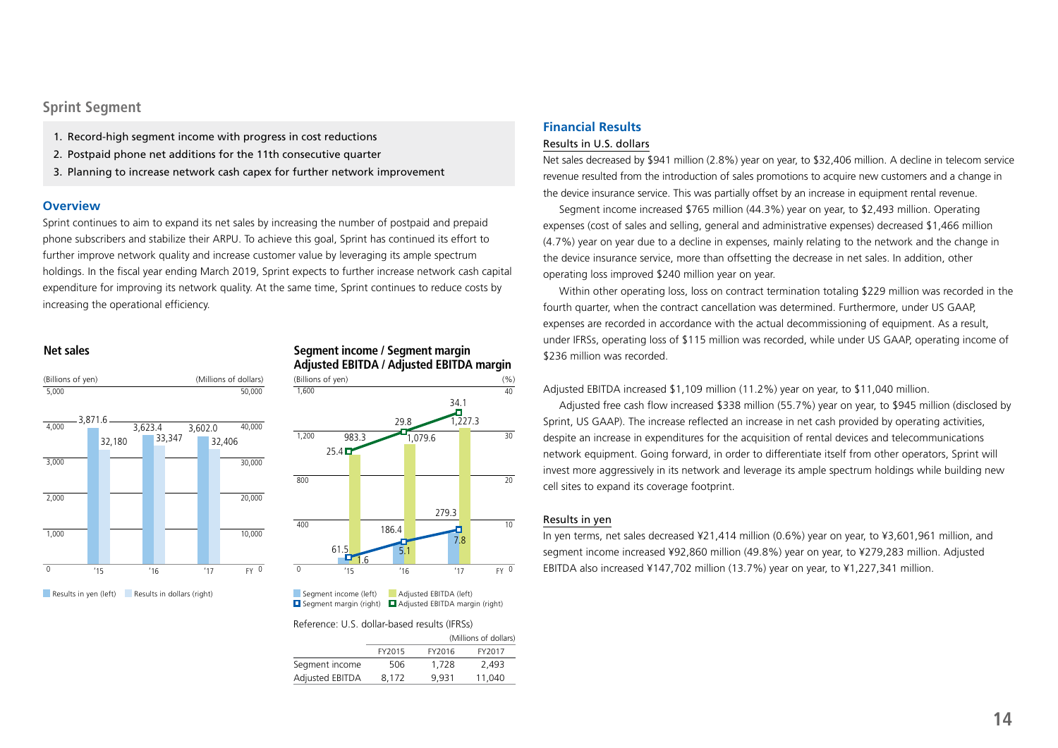## Sprint Segment

1. Record-high segment income with progress in cost reductions
2. Postpaid phone net additions for the 11th consecutive quarter
3. Planning to increase network cash capex for further network improvement

### Overview

Sprint continues to aim to expand its net sales by increasing the number of postpaid and prepaid phone subscribers and stabilize their ARPU. To achieve this goal, Sprint has continued its effort to further improve network quality and increase customer value by leveraging its ample spectrum holdings. In the fiscal year ending March 2019, Sprint expects to further increase network cash capital expenditure for improving its network quality. At the same time, Sprint continues to reduce costs by increasing the operational efficiency.

**Net sales**

| FY | Results in yen (left) (Billions of yen) | Results in dollars (right) (Millions of dollars) |
|---|---|---|
| '15 | 3,871.6 | 32,180 |
| '16 | 3,623.4 | 33,347 |
| '17 | 3,602.0 | 32,406 |

**Segment income / Segment margin Adjusted EBITDA / Adjusted EBITDA margin**

| FY | Segment income (left) (Billions of yen) | Adjusted EBITDA (left) (Billions of yen) | Segment margin (right) (%) | Adjusted EBITDA margin (right) (%) |
|---|---|---|---|---|
| '15 | 61.5 | 983.3 | 1.6 | 25.4 |
| '16 | 186.4 | 1,079.6 | 5.1 | 29.8 |
| '17 | 279.3 | 1,227.3 | 7.8 | 34.1 |

Reference: U.S. dollar-based results (IFRSs)

(Millions of dollars)

| | FY2015 | FY2016 | FY2017 |
|---|---|---|---|
| Segment income | 506 | 1,728 | 2,493 |
| Adjusted EBITDA | 8,172 | 9,931 | 11,040 |

### Financial Results

Results in U.S. dollars

Net sales decreased by $941 million (2.8%) year on year, to $32,406 million. A decline in telecom service revenue resulted from the introduction of sales promotions to acquire new customers and a change in the device insurance service. This was partially offset by an increase in equipment rental revenue.

Segment income increased $765 million (44.3%) year on year, to $2,493 million. Operating expenses (cost of sales and selling, general and administrative expenses) decreased $1,466 million (4.7%) year on year due to a decline in expenses, mainly relating to the network and the change in the device insurance service, more than offsetting the decrease in net sales. In addition, other operating loss improved $240 million year on year.

Within other operating loss, loss on contract termination totaling $229 million was recorded in the fourth quarter, when the contract cancellation was determined. Furthermore, under US GAAP, expenses are recorded in accordance with the actual decommissioning of equipment. As a result, under IFRSs, operating loss of $115 million was recorded, while under US GAAP, operating income of $236 million was recorded.

Adjusted EBITDA increased $1,109 million (11.2%) year on year, to $11,040 million.

Adjusted free cash flow increased $338 million (55.7%) year on year, to $945 million (disclosed by Sprint, US GAAP). The increase reflected an increase in net cash provided by operating activities, despite an increase in expenditures for the acquisition of rental devices and telecommunications network equipment. Going forward, in order to differentiate itself from other operators, Sprint will invest more aggressively in its network and leverage its ample spectrum holdings while building new cell sites to expand its coverage footprint.

Results in yen

In yen terms, net sales decreased ¥21,414 million (0.6%) year on year, to ¥3,601,961 million, and segment income increased ¥92,860 million (49.8%) year on year, to ¥279,283 million. Adjusted EBITDA also increased ¥147,702 million (13.7%) year on year, to ¥1,227,341 million.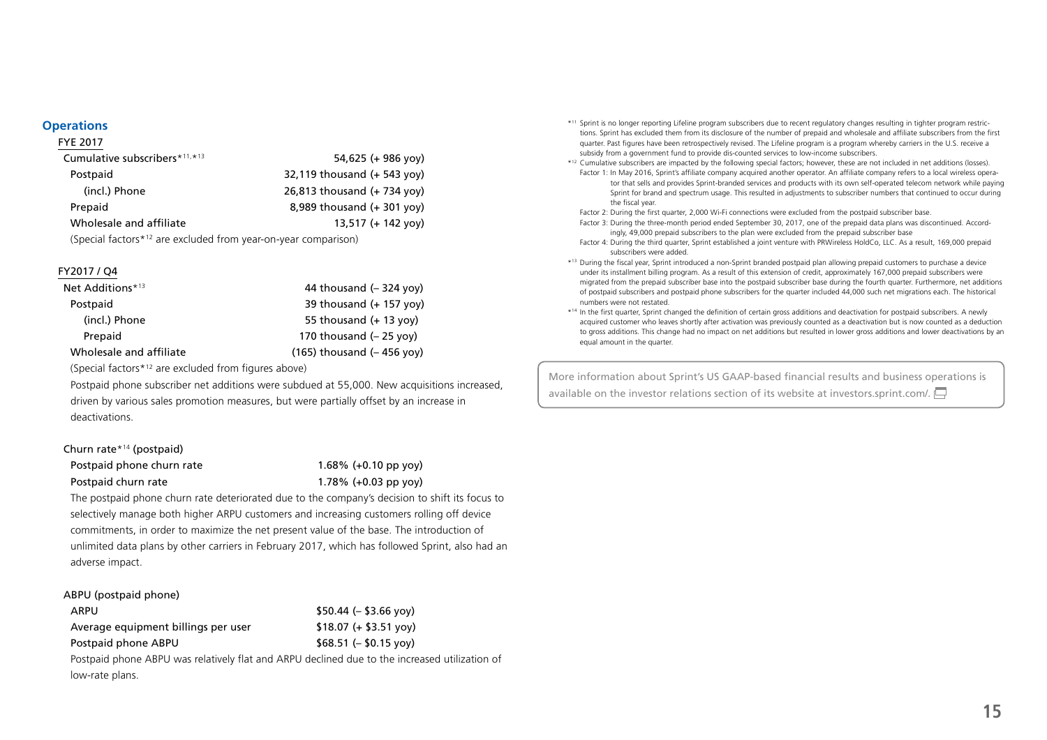## Operations

### FYE 2017

| | |
|---|---|
| Cumulative subscribers*[11],*[13] | 54,625 (+ 986 yoy) |
| Postpaid | 32,119 thousand (+ 543 yoy) |
| (incl.) Phone | 26,813 thousand (+ 734 yoy) |
| Prepaid | 8,989 thousand (+ 301 yoy) |
| Wholesale and affiliate | 13,517 (+ 142 yoy) |

(Special factors*[12] are excluded from year-on-year comparison)

### FY2017 / Q4

| | |
|---|---|
| Net Additions*[13] | 44 thousand (– 324 yoy) |
| Postpaid | 39 thousand (+ 157 yoy) |
| (incl.) Phone | 55 thousand (+ 13 yoy) |
| Prepaid | 170 thousand (– 25 yoy) |
| Wholesale and affiliate | (165) thousand (– 456 yoy) |

(Special factors*[12] are excluded from figures above)

Postpaid phone subscriber net additions were subdued at 55,000. New acquisitions increased, driven by various sales promotion measures, but were partially offset by an increase in deactivations.

Churn rate*[14] (postpaid)

| | |
|---|---|
| Postpaid phone churn rate | 1.68% (+0.10 pp yoy) |
| Postpaid churn rate | 1.78% (+0.03 pp yoy) |

The postpaid phone churn rate deteriorated due to the company's decision to shift its focus to selectively manage both higher ARPU customers and increasing customers rolling off device commitments, in order to maximize the net present value of the base. The introduction of unlimited data plans by other carriers in February 2017, which has followed Sprint, also had an adverse impact.

ABPU (postpaid phone)

| | |
|---|---|
| ARPU | $50.44 (– $3.66 yoy) |
| Average equipment billings per user | $18.07 (+ $3.51 yoy) |
| Postpaid phone ABPU | $68.51 (– $0.15 yoy) |

Postpaid phone ABPU was relatively flat and ARPU declined due to the increased utilization of low-rate plans.

*[11] Sprint is no longer reporting Lifeline program subscribers due to recent regulatory changes resulting in tighter program restrictions. Sprint has excluded them from its disclosure of the number of prepaid and wholesale and affiliate subscribers from the first quarter. Past figures have been retrospectively revised. The Lifeline program is a program whereby carriers in the U.S. receive a subsidy from a government fund to provide dis-counted services to low-income subscribers.

*[12] Cumulative subscribers are impacted by the following special factors; however, these are not included in net additions (losses).
Factor 1: In May 2016, Sprint's affiliate company acquired another operator. An affiliate company refers to a local wireless operator that sells and provides Sprint-branded services and products with its own self-operated telecom network while paying Sprint for brand and spectrum usage. This resulted in adjustments to subscriber numbers that continued to occur during the fiscal year.
Factor 2: During the first quarter, 2,000 Wi-Fi connections were excluded from the postpaid subscriber base.
Factor 3: During the three-month period ended September 30, 2017, one of the prepaid data plans was discontinued. Accordingly, 49,000 prepaid subscribers to the plan were excluded from the prepaid subscriber base
Factor 4: During the third quarter, Sprint established a joint venture with PRWireless HoldCo, LLC. As a result, 169,000 prepaid subscribers were added.

*[13] During the fiscal year, Sprint introduced a non-Sprint branded postpaid plan allowing prepaid customers to purchase a device under its installment billing program. As a result of this extension of credit, approximately 167,000 prepaid subscribers were migrated from the prepaid subscriber base into the postpaid subscriber base during the fourth quarter. Furthermore, net additions of postpaid subscribers and postpaid phone subscribers for the quarter included 44,000 such net migrations each. The historical numbers were not restated.

*[14] In the first quarter, Sprint changed the definition of certain gross additions and deactivation for postpaid subscribers. A newly acquired customer who leaves shortly after activation was previously counted as a deactivation but is now counted as a deduction to gross additions. This change had no impact on net additions but resulted in lower gross additions and lower deactivations by an equal amount in the quarter.

More information about Sprint's US GAAP-based financial results and business operations is available on the investor relations section of its website at investors.sprint.com/.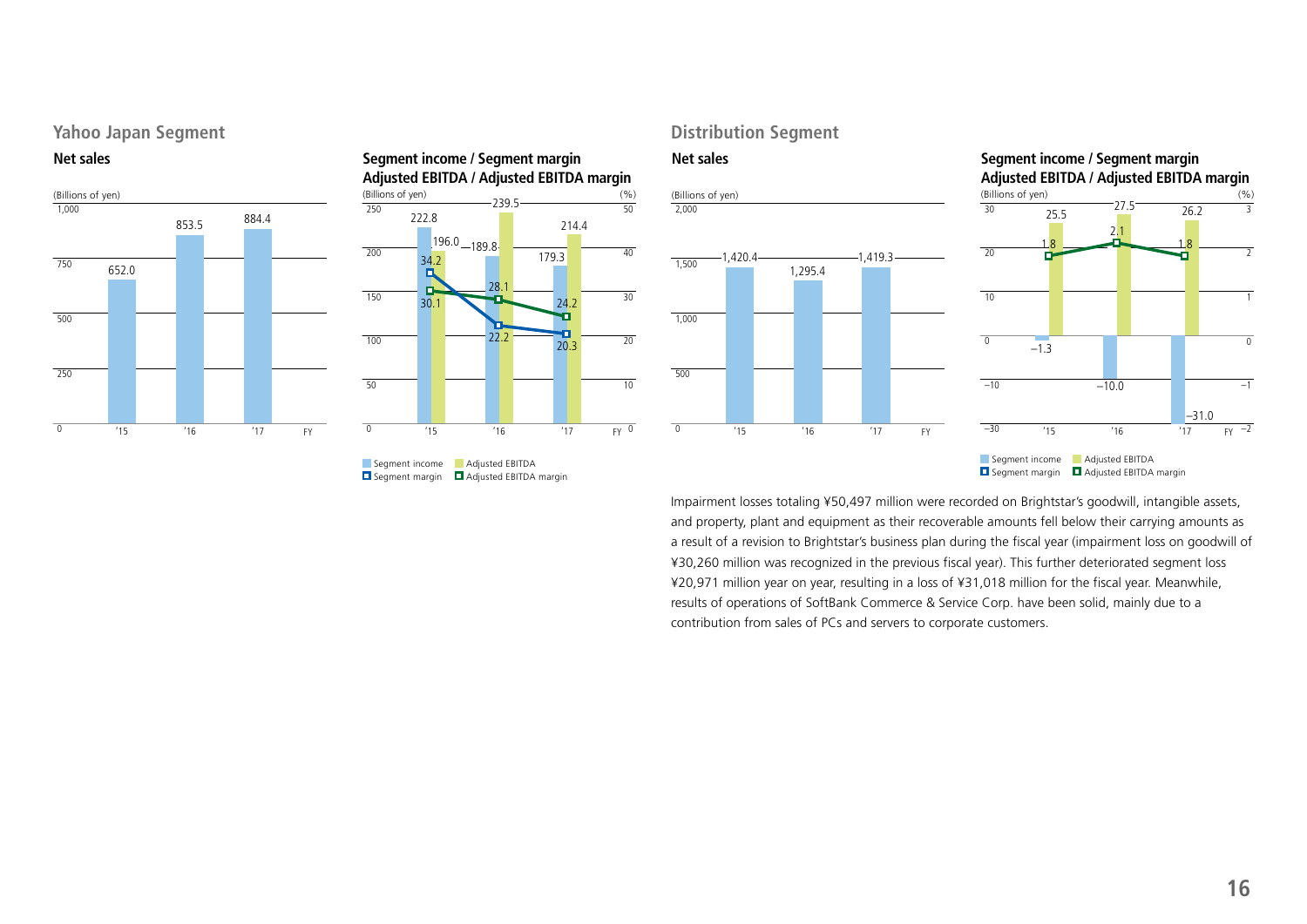## Yahoo Japan Segment

### Net sales

(Billions of yen)

| FY | '15 | '16 | '17 |
|---|---|---|---|
| Net sales | 652.0 | 853.5 | 884.4 |

### Segment income / Segment margin Adjusted EBITDA / Adjusted EBITDA margin

| FY | '15 | '16 | '17 |
|---|---|---|---|
| Segment income (Billions of yen) | 222.8 | 189.8 | 179.3 |
| Adjusted EBITDA (Billions of yen) | 196.0 | 239.5 | 214.4 |
| Segment margin (%) | 34.2 | 22.2 | 20.3 |
| Adjusted EBITDA margin (%) | 30.1 | 28.1 | 24.2 |

## Distribution Segment

### Net sales

(Billions of yen)

| FY | '15 | '16 | '17 |
|---|---|---|---|
| Net sales | 1,420.4 | 1,295.4 | 1,419.3 |

### Segment income / Segment margin Adjusted EBITDA / Adjusted EBITDA margin

| FY | '15 | '16 | '17 |
|---|---|---|---|
| Segment income (Billions of yen) | −1.3 | −10.0 | −31.0 |
| Adjusted EBITDA (Billions of yen) | 25.5 | 27.5 | 26.2 |
| Adjusted EBITDA margin (%) | 1.8 | 2.1 | 1.8 |

Impairment losses totaling ¥50,497 million were recorded on Brightstar's goodwill, intangible assets, and property, plant and equipment as their recoverable amounts fell below their carrying amounts as a result of a revision to Brightstar's business plan during the fiscal year (impairment loss on goodwill of ¥30,260 million was recognized in the previous fiscal year). This further deteriorated segment loss ¥20,971 million year on year, resulting in a loss of ¥31,018 million for the fiscal year. Meanwhile, results of operations of SoftBank Commerce & Service Corp. have been solid, mainly due to a contribution from sales of PCs and servers to corporate customers.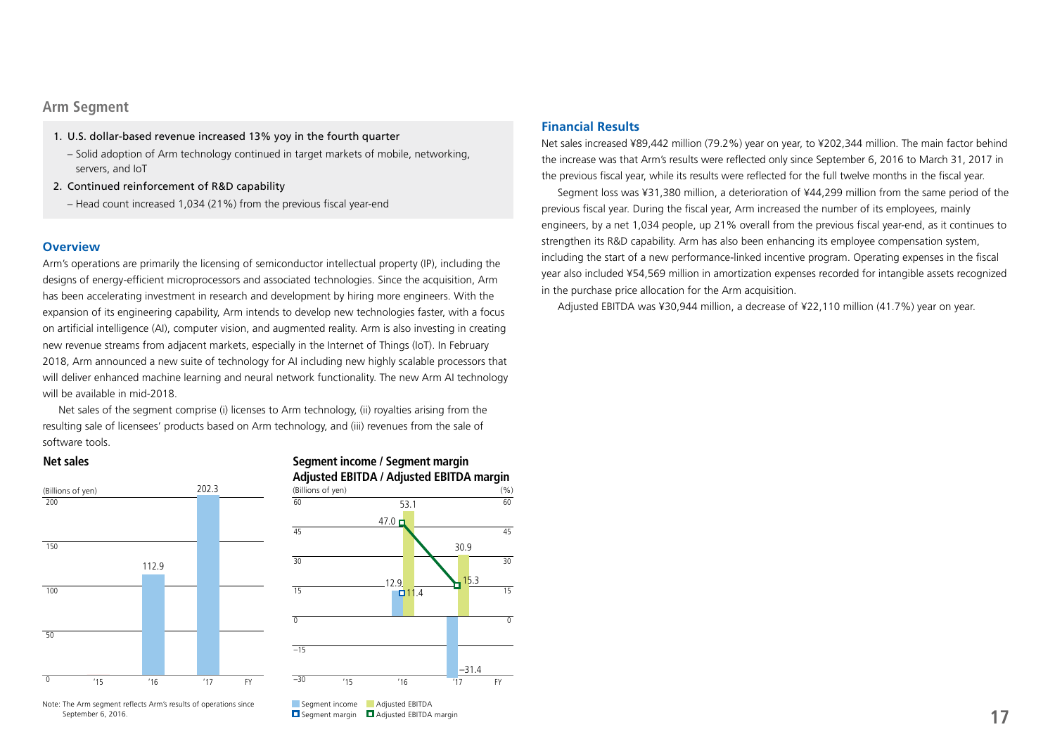## Arm Segment

1. U.S. dollar-based revenue increased 13% yoy in the fourth quarter
   – Solid adoption of Arm technology continued in target markets of mobile, networking, servers, and IoT
2. Continued reinforcement of R&D capability
   – Head count increased 1,034 (21%) from the previous fiscal year-end

### Overview

Arm's operations are primarily the licensing of semiconductor intellectual property (IP), including the designs of energy-efficient microprocessors and associated technologies. Since the acquisition, Arm has been accelerating investment in research and development by hiring more engineers. With the expansion of its engineering capability, Arm intends to develop new technologies faster, with a focus on artificial intelligence (AI), computer vision, and augmented reality. Arm is also investing in creating new revenue streams from adjacent markets, especially in the Internet of Things (IoT). In February 2018, Arm announced a new suite of technology for AI including new highly scalable processors that will deliver enhanced machine learning and neural network functionality. The new Arm AI technology will be available in mid-2018.

Net sales of the segment comprise (i) licenses to Arm technology, (ii) royalties arising from the resulting sale of licensees' products based on Arm technology, and (iii) revenues from the sale of software tools.

**Net sales**

(Billions of yen)

| FY | '15 | '16 | '17 |
|---|---|---|---|
| Net sales | | 112.9 | 202.3 |

Note: The Arm segment reflects Arm's results of operations since September 6, 2016.

**Segment income / Segment margin**
**Adjusted EBITDA / Adjusted EBITDA margin**

(Billions of yen) (%)

| FY | '15 | '16 | '17 |
|---|---|---|---|
| Segment income | | 12.9 | −31.4 |
| Adjusted EBITDA | | 53.1 | 30.9 |
| Segment margin | | 11.4 | |
| Adjusted EBITDA margin | | 47.0 | 15.3 |

### Financial Results

Net sales increased ¥89,442 million (79.2%) year on year, to ¥202,344 million. The main factor behind the increase was that Arm's results were reflected only since September 6, 2016 to March 31, 2017 in the previous fiscal year, while its results were reflected for the full twelve months in the fiscal year.

Segment loss was ¥31,380 million, a deterioration of ¥44,299 million from the same period of the previous fiscal year. During the fiscal year, Arm increased the number of its employees, mainly engineers, by a net 1,034 people, up 21% overall from the previous fiscal year-end, as it continues to strengthen its R&D capability. Arm has also been enhancing its employee compensation system, including the start of a new performance-linked incentive program. Operating expenses in the fiscal year also included ¥54,569 million in amortization expenses recorded for intangible assets recognized in the purchase price allocation for the Arm acquisition.

Adjusted EBITDA was ¥30,944 million, a decrease of ¥22,110 million (41.7%) year on year.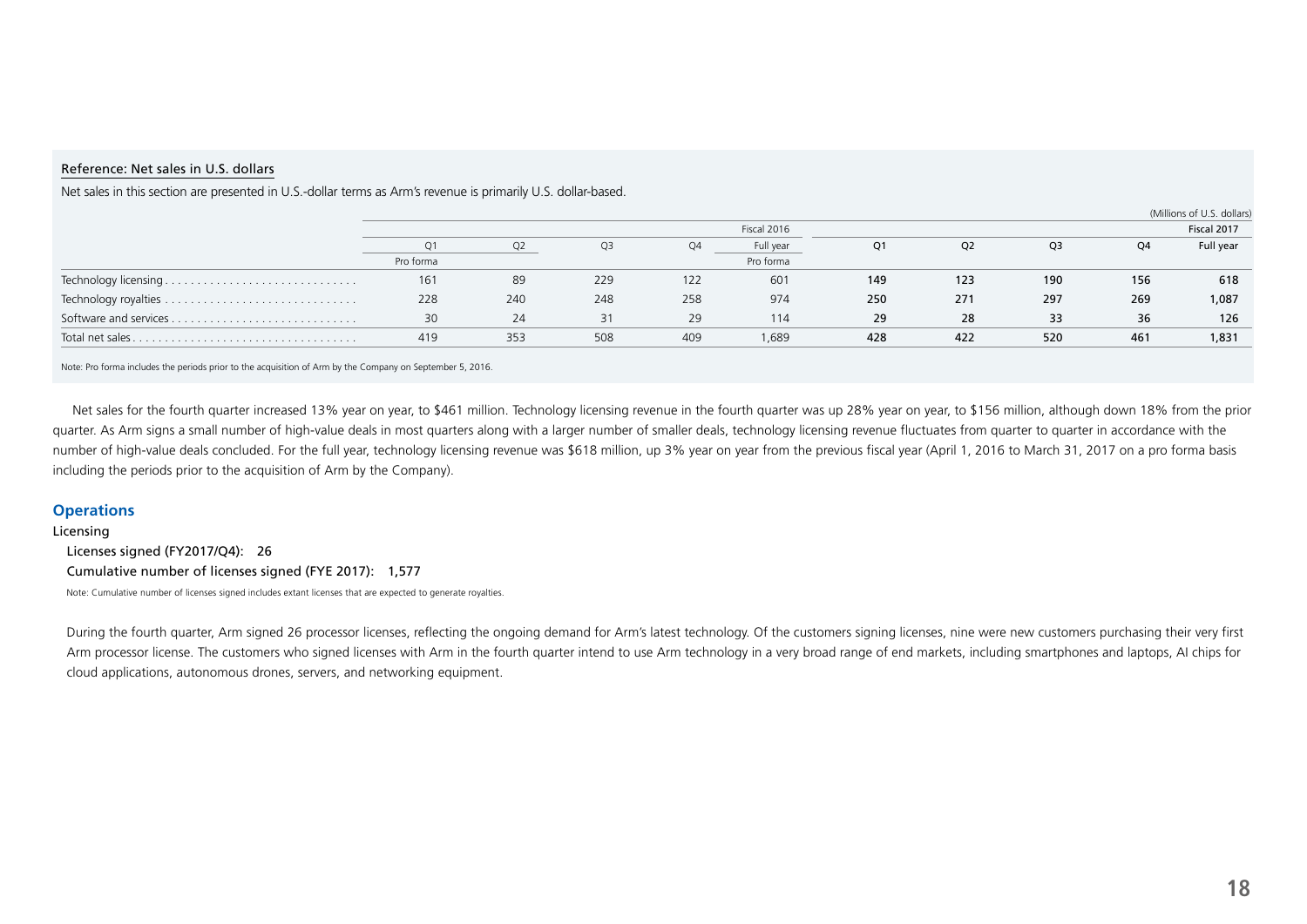### Reference: Net sales in U.S. dollars

Net sales in this section are presented in U.S.-dollar terms as Arm's revenue is primarily U.S. dollar-based.

(Millions of U.S. dollars)

| | Fiscal 2016 | | | | | Fiscal 2017 | | | | |
|---|---|---|---|---|---|---|---|---|---|---|
| | Q1 | Q2 | Q3 | Q4 | Full year | Q1 | Q2 | Q3 | Q4 | Full year |
| | Pro forma | | | | Pro forma | | | | | |
| Technology licensing | 161 | 89 | 229 | 122 | 601 | **149** | **123** | **190** | **156** | **618** |
| Technology royalties | 228 | 240 | 248 | 258 | 974 | **250** | **271** | **297** | **269** | **1,087** |
| Software and services | 30 | 24 | 31 | 29 | 114 | **29** | **28** | **33** | **36** | **126** |
| Total net sales | 419 | 353 | 508 | 409 | 1,689 | **428** | **422** | **520** | **461** | **1,831** |

Note: Pro forma includes the periods prior to the acquisition of Arm by the Company on September 5, 2016.

Net sales for the fourth quarter increased 13% year on year, to $461 million. Technology licensing revenue in the fourth quarter was up 28% year on year, to $156 million, although down 18% from the prior quarter. As Arm signs a small number of high-value deals in most quarters along with a larger number of smaller deals, technology licensing revenue fluctuates from quarter to quarter in accordance with the number of high-value deals concluded. For the full year, technology licensing revenue was $618 million, up 3% year on year from the previous fiscal year (April 1, 2016 to March 31, 2017 on a pro forma basis including the periods prior to the acquisition of Arm by the Company).

## Operations

Licensing

Licenses signed (FY2017/Q4): 26

Cumulative number of licenses signed (FYE 2017): 1,577

Note: Cumulative number of licenses signed includes extant licenses that are expected to generate royalties.

During the fourth quarter, Arm signed 26 processor licenses, reflecting the ongoing demand for Arm's latest technology. Of the customers signing licenses, nine were new customers purchasing their very first Arm processor license. The customers who signed licenses with Arm in the fourth quarter intend to use Arm technology in a very broad range of end markets, including smartphones and laptops, AI chips for cloud applications, autonomous drones, servers, and networking equipment.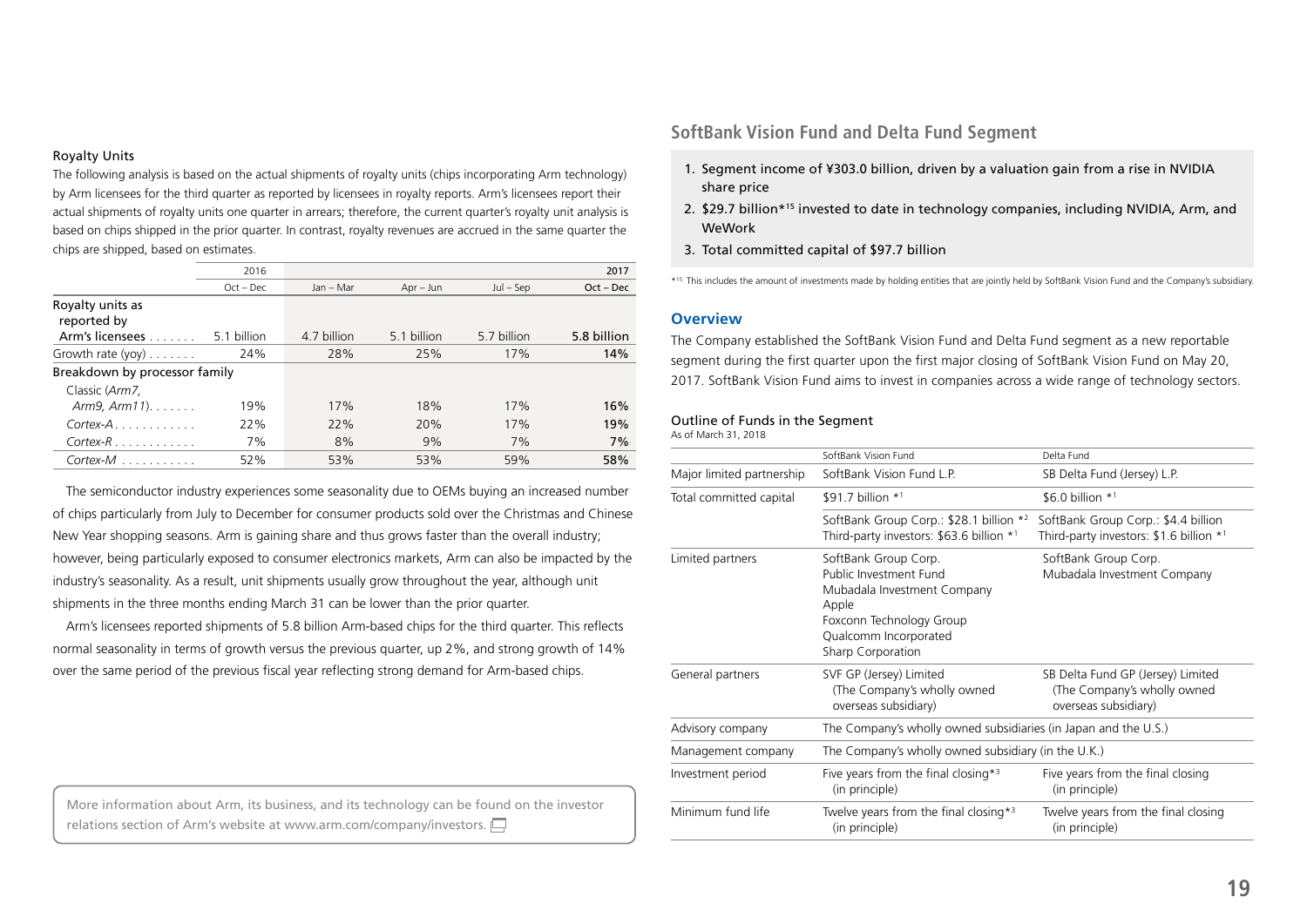### Royalty Units

The following analysis is based on the actual shipments of royalty units (chips incorporating Arm technology) by Arm licensees for the third quarter as reported by licensees in royalty reports. Arm's licensees report their actual shipments of royalty units one quarter in arrears; therefore, the current quarter's royalty unit analysis is based on chips shipped in the prior quarter. In contrast, royalty revenues are accrued in the same quarter the chips are shipped, based on estimates.

| | 2016 | | | | 2017 |
|---|---|---|---|---|---|
| | Oct – Dec | Jan – Mar | Apr – Jun | Jul – Sep | Oct – Dec |
| Royalty units as reported by Arm's licensees | 5.1 billion | 4.7 billion | 5.1 billion | 5.7 billion | **5.8 billion** |
| Growth rate (yoy) | 24% | 28% | 25% | 17% | **14%** |
| Breakdown by processor family | | | | | |
| Classic (*Arm7, Arm9, Arm11*) | 19% | 17% | 18% | 17% | **16%** |
| *Cortex-A* | 22% | 22% | 20% | 17% | **19%** |
| *Cortex-R* | 7% | 8% | 9% | 7% | **7%** |
| *Cortex-M* | 52% | 53% | 53% | 59% | **58%** |

The semiconductor industry experiences some seasonality due to OEMs buying an increased number of chips particularly from July to December for consumer products sold over the Christmas and Chinese New Year shopping seasons. Arm is gaining share and thus grows faster than the overall industry; however, being particularly exposed to consumer electronics markets, Arm can also be impacted by the industry's seasonality. As a result, unit shipments usually grow throughout the year, although unit shipments in the three months ending March 31 can be lower than the prior quarter.

Arm's licensees reported shipments of 5.8 billion Arm-based chips for the third quarter. This reflects normal seasonality in terms of growth versus the previous quarter, up 2%, and strong growth of 14% over the same period of the previous fiscal year reflecting strong demand for Arm-based chips.

More information about Arm, its business, and its technology can be found on the investor relations section of Arm's website at www.arm.com/company/investors.

## SoftBank Vision Fund and Delta Fund Segment

1. Segment income of ¥303.0 billion, driven by a valuation gain from a rise in NVIDIA share price
2. $29.7 billion*[15] invested to date in technology companies, including NVIDIA, Arm, and WeWork
3. Total committed capital of $97.7 billion

*[15] This includes the amount of investments made by holding entities that are jointly held by SoftBank Vision Fund and the Company's subsidiary.

### Overview

The Company established the SoftBank Vision Fund and Delta Fund segment as a new reportable segment during the first quarter upon the first major closing of SoftBank Vision Fund on May 20, 2017. SoftBank Vision Fund aims to invest in companies across a wide range of technology sectors.

#### Outline of Funds in the Segment

As of March 31, 2018

| | SoftBank Vision Fund | Delta Fund |
|---|---|---|
| Major limited partnership | SoftBank Vision Fund L.P. | SB Delta Fund (Jersey) L.P. |
| Total committed capital | $91.7 billion *[1] | $6.0 billion *[1] |
| | SoftBank Group Corp.: $28.1 billion *[2]<br>Third-party investors: $63.6 billion *[1] | SoftBank Group Corp.: $4.4 billion<br>Third-party investors: $1.6 billion *[1] |
| Limited partners | SoftBank Group Corp.<br>Public Investment Fund<br>Mubadala Investment Company<br>Apple<br>Foxconn Technology Group<br>Qualcomm Incorporated<br>Sharp Corporation | SoftBank Group Corp.<br>Mubadala Investment Company |
| General partners | SVF GP (Jersey) Limited<br>(The Company's wholly owned overseas subsidiary) | SB Delta Fund GP (Jersey) Limited<br>(The Company's wholly owned overseas subsidiary) |
| Advisory company | The Company's wholly owned subsidiaries (in Japan and the U.S.) | |
| Management company | The Company's wholly owned subsidiary (in the U.K.) | |
| Investment period | Five years from the final closing*[3] (in principle) | Five years from the final closing (in principle) |
| Minimum fund life | Twelve years from the final closing*[3] (in principle) | Twelve years from the final closing (in principle) |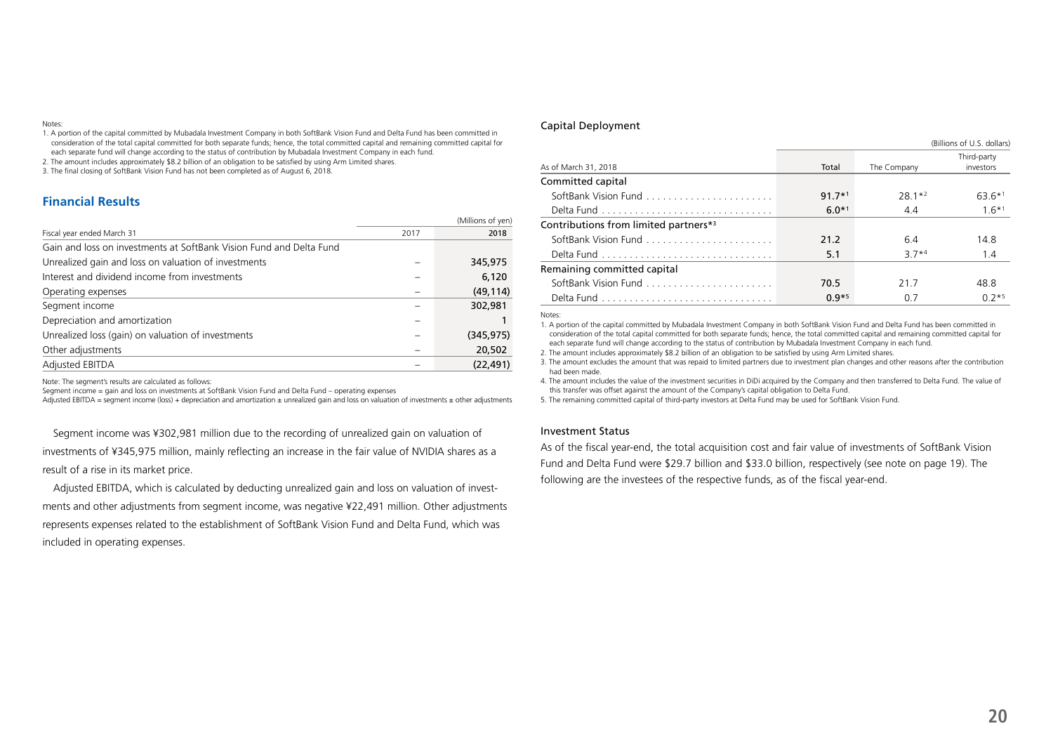Notes:
1. A portion of the capital committed by Mubadala Investment Company in both SoftBank Vision Fund and Delta Fund has been committed in consideration of the total capital committed for both separate funds; hence, the total committed capital and remaining committed capital for each separate fund will change according to the status of contribution by Mubadala Investment Company in each fund.
2. The amount includes approximately $8.2 billion of an obligation to be satisfied by using Arm Limited shares.
3. The final closing of SoftBank Vision Fund has not been completed as of August 6, 2018.

## Financial Results

(Millions of yen)

| Fiscal year ended March 31 | 2017 | 2018 |
|---|---|---|
| Gain and loss on investments at SoftBank Vision Fund and Delta Fund | | |
| Unrealized gain and loss on valuation of investments | – | 345,975 |
| Interest and dividend income from investments | – | 6,120 |
| Operating expenses | – | (49,114) |
| Segment income | – | 302,981 |
| Depreciation and amortization | – | 1 |
| Unrealized loss (gain) on valuation of investments | – | (345,975) |
| Other adjustments | – | 20,502 |
| Adjusted EBITDA | – | (22,491) |

Note: The segment's results are calculated as follows:
Segment income = gain and loss on investments at SoftBank Vision Fund and Delta Fund – operating expenses
Adjusted EBITDA = segment income (loss) + depreciation and amortization ± unrealized gain and loss on valuation of investments ± other adjustments

Segment income was ¥302,981 million due to the recording of unrealized gain on valuation of investments of ¥345,975 million, mainly reflecting an increase in the fair value of NVIDIA shares as a result of a rise in its market price.

Adjusted EBITDA, which is calculated by deducting unrealized gain and loss on valuation of investments and other adjustments from segment income, was negative ¥22,491 million. Other adjustments represents expenses related to the establishment of SoftBank Vision Fund and Delta Fund, which was included in operating expenses.

### Capital Deployment

(Billions of U.S. dollars)

| As of March 31, 2018 | Total | The Company | Third-party investors |
|---|---|---|---|
| Committed capital | | | |
| SoftBank Vision Fund | 91.7*1 | 28.1*2 | 63.6*1 |
| Delta Fund | 6.0*1 | 4.4 | 1.6*1 |
| Contributions from limited partners*3 | | | |
| SoftBank Vision Fund | 21.2 | 6.4 | 14.8 |
| Delta Fund | 5.1 | 3.7*4 | 1.4 |
| Remaining committed capital | | | |
| SoftBank Vision Fund | 70.5 | 21.7 | 48.8 |
| Delta Fund | 0.9*5 | 0.7 | 0.2*5 |

Notes:
1. A portion of the capital committed by Mubadala Investment Company in both SoftBank Vision Fund and Delta Fund has been committed in consideration of the total capital committed for both separate funds; hence, the total committed capital and remaining committed capital for each separate fund will change according to the status of contribution by Mubadala Investment Company in each fund.
2. The amount includes approximately $8.2 billion of an obligation to be satisfied by using Arm Limited shares.
3. The amount excludes the amount that was repaid to limited partners due to investment plan changes and other reasons after the contribution had been made.
4. The amount includes the value of the investment securities in DiDi acquired by the Company and then transferred to Delta Fund. The value of this transfer was offset against the amount of the Company's capital obligation to Delta Fund.
5. The remaining committed capital of third-party investors at Delta Fund may be used for SoftBank Vision Fund.

### Investment Status

As of the fiscal year-end, the total acquisition cost and fair value of investments of SoftBank Vision Fund and Delta Fund were $29.7 billion and $33.0 billion, respectively (see note on page 19). The following are the investees of the respective funds, as of the fiscal year-end.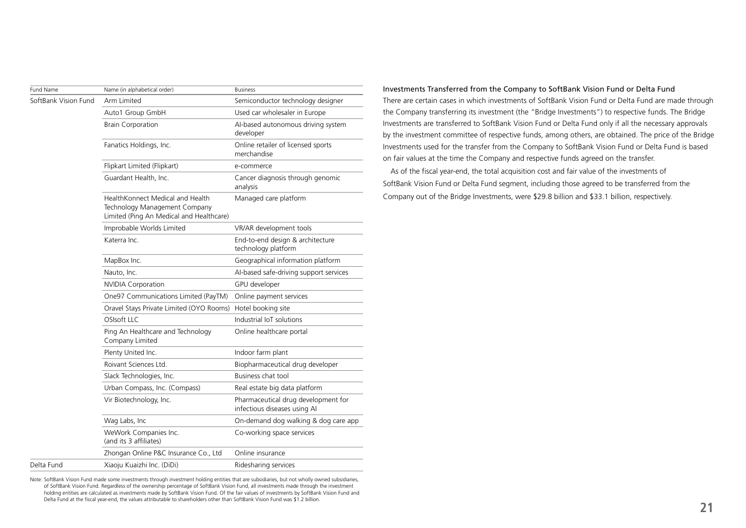| Fund Name | Name (in alphabetical order) | Business |
|---|---|---|
| SoftBank Vision Fund | Arm Limited | Semiconductor technology designer |
| | Auto1 Group GmbH | Used car wholesaler in Europe |
| | Brain Corporation | AI-based autonomous driving system developer |
| | Fanatics Holdings, Inc. | Online retailer of licensed sports merchandise |
| | Flipkart Limited (Flipkart) | e-commerce |
| | Guardant Health, Inc. | Cancer diagnosis through genomic analysis |
| | HealthKonnect Medical and Health Technology Management Company Limited (Ping An Medical and Healthcare) | Managed care platform |
| | Improbable Worlds Limited | VR/AR development tools |
| | Katerra Inc. | End-to-end design & architecture technology platform |
| | MapBox Inc. | Geographical information platform |
| | Nauto, Inc. | AI-based safe-driving support services |
| | NVIDIA Corporation | GPU developer |
| | One97 Communications Limited (PayTM) | Online payment services |
| | Oravel Stays Private Limited (OYO Rooms) | Hotel booking site |
| | OSIsoft LLC | Industrial IoT solutions |
| | Ping An Healthcare and Technology Company Limited | Online healthcare portal |
| | Plenty United Inc. | Indoor farm plant |
| | Roivant Sciences Ltd. | Biopharmaceutical drug developer |
| | Slack Technologies, Inc. | Business chat tool |
| | Urban Compass, Inc. (Compass) | Real estate big data platform |
| | Vir Biotechnology, Inc. | Pharmaceutical drug development for infectious diseases using AI |
| | Wag Labs, Inc | On-demand dog walking & dog care app |
| | WeWork Companies Inc. (and its 3 affiliates) | Co-working space services |
| | Zhongan Online P&C Insurance Co., Ltd | Online insurance |
| Delta Fund | Xiaoju Kuaizhi Inc. (DiDi) | Ridesharing services |

Note: SoftBank Vision Fund made some investments through investment holding entities that are subsidiaries, but not wholly owned subsidiaries, of SoftBank Vision Fund. Regardless of the ownership percentage of SoftBank Vision Fund, all investments made through the investment holding entities are calculated as investments made by SoftBank Vision Fund. Of the fair values of investments by SoftBank Vision Fund and Delta Fund at the fiscal year-end, the values attributable to shareholders other than SoftBank Vision Fund was $1.2 billion.

#### Investments Transferred from the Company to SoftBank Vision Fund or Delta Fund

There are certain cases in which investments of SoftBank Vision Fund or Delta Fund are made through the Company transferring its investment (the "Bridge Investments") to respective funds. The Bridge Investments are transferred to SoftBank Vision Fund or Delta Fund only if all the necessary approvals by the investment committee of respective funds, among others, are obtained. The price of the Bridge Investments used for the transfer from the Company to SoftBank Vision Fund or Delta Fund is based on fair values at the time the Company and respective funds agreed on the transfer.

As of the fiscal year-end, the total acquisition cost and fair value of the investments of SoftBank Vision Fund or Delta Fund segment, including those agreed to be transferred from the Company out of the Bridge Investments, were $29.8 billion and $33.1 billion, respectively.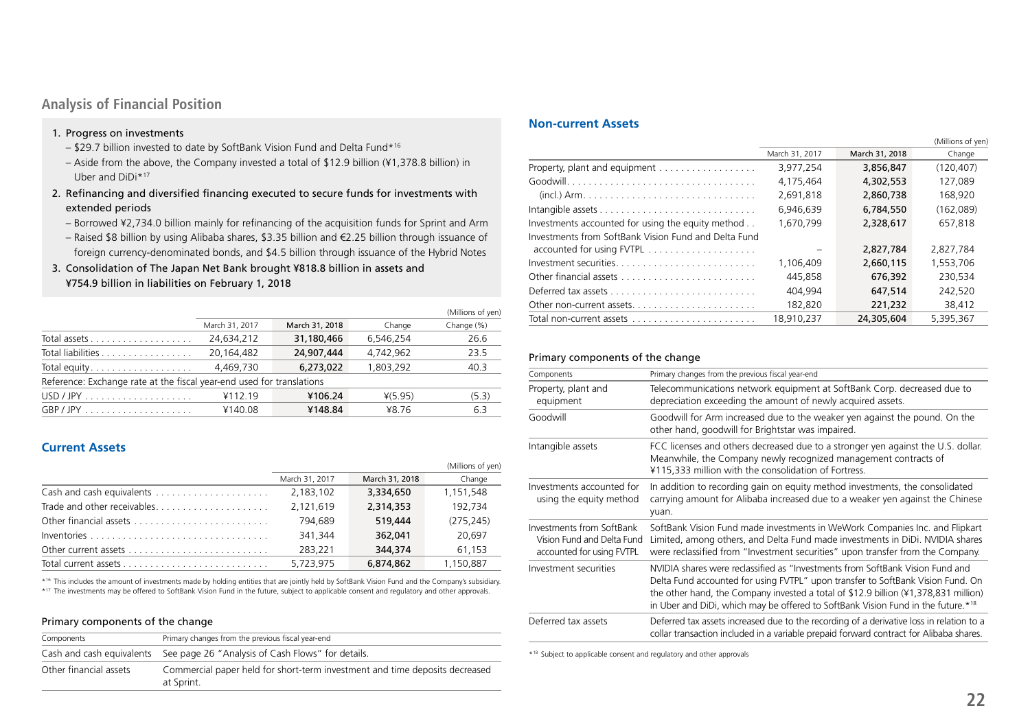## Analysis of Financial Position

1. Progress on investments
   - $29.7 billion invested to date by SoftBank Vision Fund and Delta Fund*[16]
   - Aside from the above, the Company invested a total of $12.9 billion (¥1,378.8 billion) in Uber and DiDi*[17]
2. Refinancing and diversified financing executed to secure funds for investments with extended periods
   - Borrowed ¥2,734.0 billion mainly for refinancing of the acquisition funds for Sprint and Arm
   - Raised $8 billion by using Alibaba shares, $3.35 billion and €2.25 billion through issuance of foreign currency-denominated bonds, and $4.5 billion through issuance of the Hybrid Notes
3. Consolidation of The Japan Net Bank brought ¥818.8 billion in assets and ¥754.9 billion in liabilities on February 1, 2018

(Millions of yen)

| | March 31, 2017 | March 31, 2018 | Change | Change (%) |
|---|---|---|---|---|
| Total assets | 24,634,212 | **31,180,466** | 6,546,254 | 26.6 |
| Total liabilities | 20,164,482 | **24,907,444** | 4,742,962 | 23.5 |
| Total equity | 4,469,730 | **6,273,022** | 1,803,292 | 40.3 |
| Reference: Exchange rate at the fiscal year-end used for translations | | | | |
| USD / JPY | ¥112.19 | **¥106.24** | ¥(5.95) | (5.3) |
| GBP / JPY | ¥140.08 | **¥148.84** | ¥8.76 | 6.3 |

### Current Assets

(Millions of yen)

| | March 31, 2017 | March 31, 2018 | Change |
|---|---|---|---|
| Cash and cash equivalents | 2,183,102 | **3,334,650** | 1,151,548 |
| Trade and other receivables | 2,121,619 | **2,314,353** | 192,734 |
| Other financial assets | 794,689 | **519,444** | (275,245) |
| Inventories | 341,344 | **362,041** | 20,697 |
| Other current assets | 283,221 | **344,374** | 61,153 |
| Total current assets | 5,723,975 | **6,874,862** | 1,150,887 |

*[16] This includes the amount of investments made by holding entities that are jointly held by SoftBank Vision Fund and the Company's subsidiary.
*[17] The investments may be offered to SoftBank Vision Fund in the future, subject to applicable consent and regulatory and other approvals.

#### Primary components of the change

| Components | Primary changes from the previous fiscal year-end |
|---|---|
| Cash and cash equivalents | See page 26 "Analysis of Cash Flows" for details. |
| Other financial assets | Commercial paper held for short-term investment and time deposits decreased at Sprint. |

### Non-current Assets

(Millions of yen)

| | March 31, 2017 | March 31, 2018 | Change |
|---|---|---|---|
| Property, plant and equipment | 3,977,254 | **3,856,847** | (120,407) |
| Goodwill | 4,175,464 | **4,302,553** | 127,089 |
| (incl.) Arm | 2,691,818 | **2,860,738** | 168,920 |
| Intangible assets | 6,946,639 | **6,784,550** | (162,089) |
| Investments accounted for using the equity method | 1,670,799 | **2,328,617** | 657,818 |
| Investments from SoftBank Vision Fund and Delta Fund accounted for using FVTPL | – | **2,827,784** | 2,827,784 |
| Investment securities | 1,106,409 | **2,660,115** | 1,553,706 |
| Other financial assets | 445,858 | **676,392** | 230,534 |
| Deferred tax assets | 404,994 | **647,514** | 242,520 |
| Other non-current assets | 182,820 | **221,232** | 38,412 |
| Total non-current assets | 18,910,237 | **24,305,604** | 5,395,367 |

#### Primary components of the change

| Components | Primary changes from the previous fiscal year-end |
|---|---|
| Property, plant and equipment | Telecommunications network equipment at SoftBank Corp. decreased due to depreciation exceeding the amount of newly acquired assets. |
| Goodwill | Goodwill for Arm increased due to the weaker yen against the pound. On the other hand, goodwill for Brightstar was impaired. |
| Intangible assets | FCC licenses and others decreased due to a stronger yen against the U.S. dollar. Meanwhile, the Company newly recognized management contracts of ¥115,333 million with the consolidation of Fortress. |
| Investments accounted for using the equity method | In addition to recording gain on equity method investments, the consolidated carrying amount for Alibaba increased due to a weaker yen against the Chinese yuan. |
| Investments from SoftBank Vision Fund and Delta Fund accounted for using FVTPL | SoftBank Vision Fund made investments in WeWork Companies Inc. and Flipkart Limited, among others, and Delta Fund made investments in DiDi. NVIDIA shares were reclassified from "Investment securities" upon transfer from the Company. |
| Investment securities | NVIDIA shares were reclassified as "Investments from SoftBank Vision Fund and Delta Fund accounted for using FVTPL" upon transfer to SoftBank Vision Fund. On the other hand, the Company invested a total of $12.9 billion (¥1,378,831 million) in Uber and DiDi, which may be offered to SoftBank Vision Fund in the future.*[18] |
| Deferred tax assets | Deferred tax assets increased due to the recording of a derivative loss in relation to a collar transaction included in a variable prepaid forward contract for Alibaba shares. |

*[18] Subject to applicable consent and regulatory and other approvals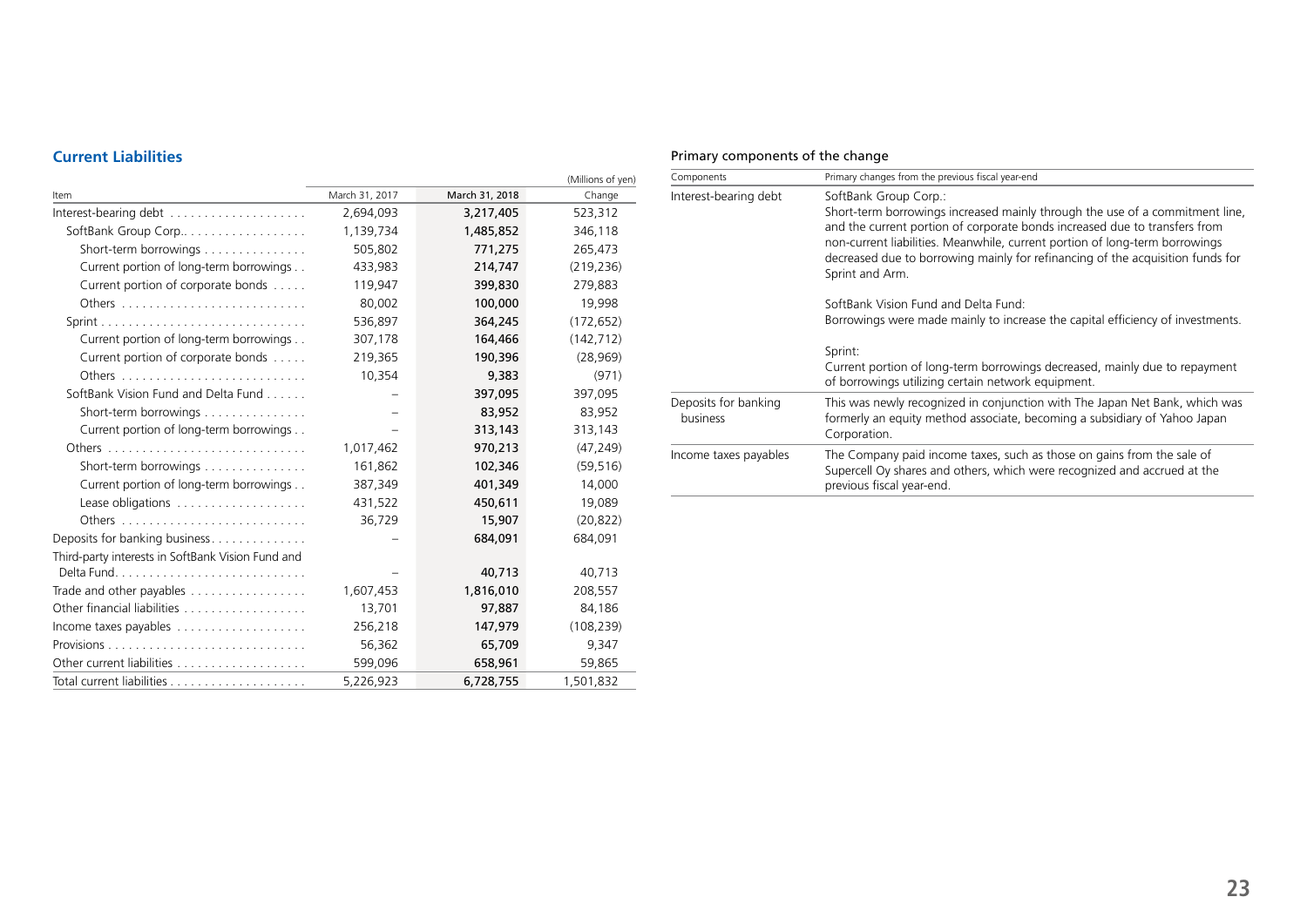## Current Liabilities

(Millions of yen)

| Item | March 31, 2017 | March 31, 2018 | Change |
|---|---|---|---|
| Interest-bearing debt | 2,694,093 | 3,217,405 | 523,312 |
| SoftBank Group Corp. | 1,139,734 | 1,485,852 | 346,118 |
| Short-term borrowings | 505,802 | 771,275 | 265,473 |
| Current portion of long-term borrowings | 433,983 | 214,747 | (219,236) |
| Current portion of corporate bonds | 119,947 | 399,830 | 279,883 |
| Others | 80,002 | 100,000 | 19,998 |
| Sprint | 536,897 | 364,245 | (172,652) |
| Current portion of long-term borrowings | 307,178 | 164,466 | (142,712) |
| Current portion of corporate bonds | 219,365 | 190,396 | (28,969) |
| Others | 10,354 | 9,383 | (971) |
| SoftBank Vision Fund and Delta Fund | – | 397,095 | 397,095 |
| Short-term borrowings | – | 83,952 | 83,952 |
| Current portion of long-term borrowings | – | 313,143 | 313,143 |
| Others | 1,017,462 | 970,213 | (47,249) |
| Short-term borrowings | 161,862 | 102,346 | (59,516) |
| Current portion of long-term borrowings | 387,349 | 401,349 | 14,000 |
| Lease obligations | 431,522 | 450,611 | 19,089 |
| Others | 36,729 | 15,907 | (20,822) |
| Deposits for banking business | – | 684,091 | 684,091 |
| Third-party interests in SoftBank Vision Fund and Delta Fund | – | 40,713 | 40,713 |
| Trade and other payables | 1,607,453 | 1,816,010 | 208,557 |
| Other financial liabilities | 13,701 | 97,887 | 84,186 |
| Income taxes payables | 256,218 | 147,979 | (108,239) |
| Provisions | 56,362 | 65,709 | 9,347 |
| Other current liabilities | 599,096 | 658,961 | 59,865 |
| Total current liabilities | 5,226,923 | 6,728,755 | 1,501,832 |

### Primary components of the change

| Components | Primary changes from the previous fiscal year-end |
|---|---|
| Interest-bearing debt | SoftBank Group Corp.: Short-term borrowings increased mainly through the use of a commitment line, and the current portion of corporate bonds increased due to transfers from non-current liabilities. Meanwhile, current portion of long-term borrowings decreased due to borrowing mainly for refinancing of the acquisition funds for Sprint and Arm.<br><br>SoftBank Vision Fund and Delta Fund: Borrowings were made mainly to increase the capital efficiency of investments.<br><br>Sprint: Current portion of long-term borrowings decreased, mainly due to repayment of borrowings utilizing certain network equipment. |
| Deposits for banking business | This was newly recognized in conjunction with The Japan Net Bank, which was formerly an equity method associate, becoming a subsidiary of Yahoo Japan Corporation. |
| Income taxes payables | The Company paid income taxes, such as those on gains from the sale of Supercell Oy shares and others, which were recognized and accrued at the previous fiscal year-end. |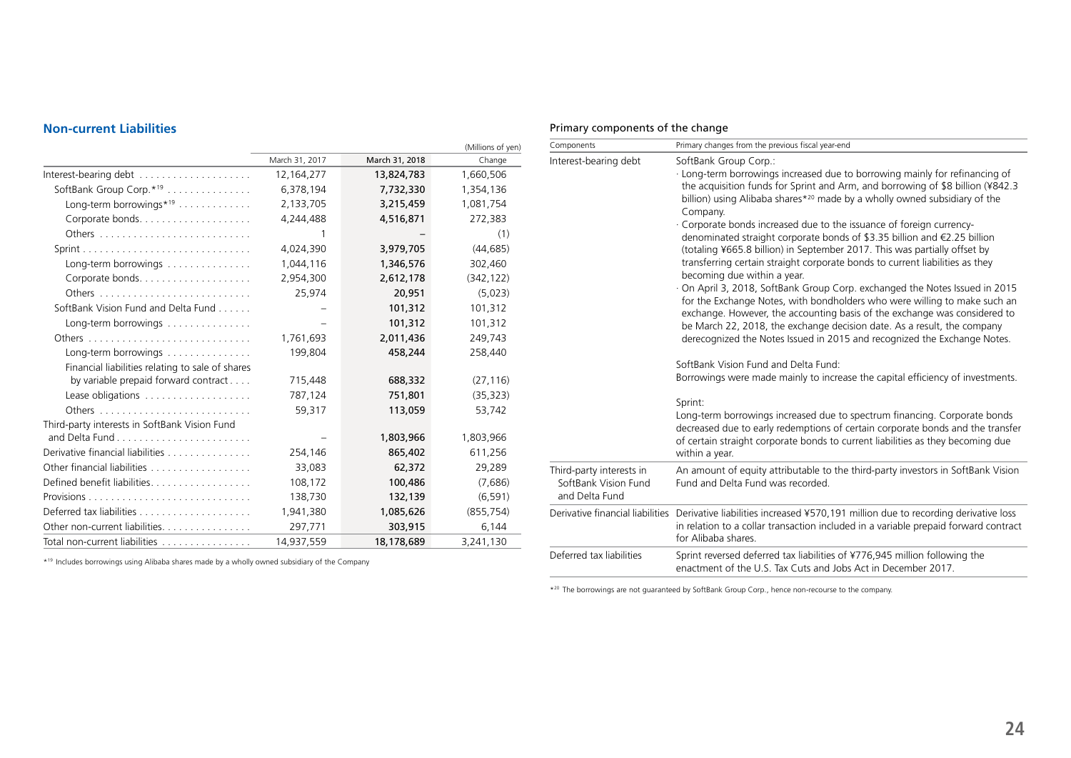## Non-current Liabilities

(Millions of yen)

| | March 31, 2017 | March 31, 2018 | Change |
|---|---|---|---|
| Interest-bearing debt | 12,164,277 | 13,824,783 | 1,660,506 |
| SoftBank Group Corp.*[19] | 6,378,194 | 7,732,330 | 1,354,136 |
| Long-term borrowings*[19] | 2,133,705 | 3,215,459 | 1,081,754 |
| Corporate bonds | 4,244,488 | 4,516,871 | 272,383 |
| Others | 1 | – | (1) |
| Sprint | 4,024,390 | 3,979,705 | (44,685) |
| Long-term borrowings | 1,044,116 | 1,346,576 | 302,460 |
| Corporate bonds | 2,954,300 | 2,612,178 | (342,122) |
| Others | 25,974 | 20,951 | (5,023) |
| SoftBank Vision Fund and Delta Fund | – | 101,312 | 101,312 |
| Long-term borrowings | – | 101,312 | 101,312 |
| Others | 1,761,693 | 2,011,436 | 249,743 |
| Long-term borrowings | 199,804 | 458,244 | 258,440 |
| Financial liabilities relating to sale of shares by variable prepaid forward contract | 715,448 | 688,332 | (27,116) |
| Lease obligations | 787,124 | 751,801 | (35,323) |
| Others | 59,317 | 113,059 | 53,742 |
| Third-party interests in SoftBank Vision Fund and Delta Fund | – | 1,803,966 | 1,803,966 |
| Derivative financial liabilities | 254,146 | 865,402 | 611,256 |
| Other financial liabilities | 33,083 | 62,372 | 29,289 |
| Defined benefit liabilities | 108,172 | 100,486 | (7,686) |
| Provisions | 138,730 | 132,139 | (6,591) |
| Deferred tax liabilities | 1,941,380 | 1,085,626 | (855,754) |
| Other non-current liabilities | 297,771 | 303,915 | 6,144 |
| Total non-current liabilities | 14,937,559 | 18,178,689 | 3,241,130 |

*[19] Includes borrowings using Alibaba shares made by a wholly owned subsidiary of the Company

### Primary components of the change

| Components | Primary changes from the previous fiscal year-end |
|---|---|
| Interest-bearing debt | SoftBank Group Corp.:<br>· Long-term borrowings increased due to borrowing mainly for refinancing of the acquisition funds for Sprint and Arm, and borrowing of $8 billion (¥842.3 billion) using Alibaba shares*[20] made by a wholly owned subsidiary of the Company.<br>· Corporate bonds increased due to the issuance of foreign currency-denominated straight corporate bonds of $3.35 billion and €2.25 billion (totaling ¥665.8 billion) in September 2017. This was partially offset by transferring certain straight corporate bonds to current liabilities as they becoming due within a year.<br>· On April 3, 2018, SoftBank Group Corp. exchanged the Notes Issued in 2015 for the Exchange Notes, with bondholders who were willing to make such an exchange. However, the accounting basis of the exchange was considered to be March 22, 2018, the exchange decision date. As a result, the company derecognized the Notes Issued in 2015 and recognized the Exchange Notes.<br><br>SoftBank Vision Fund and Delta Fund:<br>Borrowings were made mainly to increase the capital efficiency of investments.<br><br>Sprint:<br>Long-term borrowings increased due to spectrum financing. Corporate bonds decreased due to early redemptions of certain corporate bonds and the transfer of certain straight corporate bonds to current liabilities as they becoming due within a year. |
| Third-party interests in SoftBank Vision Fund and Delta Fund | An amount of equity attributable to the third-party investors in SoftBank Vision Fund and Delta Fund was recorded. |
| Derivative financial liabilities | Derivative liabilities increased ¥570,191 million due to recording derivative loss in relation to a collar transaction included in a variable prepaid forward contract for Alibaba shares. |
| Deferred tax liabilities | Sprint reversed deferred tax liabilities of ¥776,945 million following the enactment of the U.S. Tax Cuts and Jobs Act in December 2017. |

*[20] The borrowings are not guaranteed by SoftBank Group Corp., hence non-recourse to the company.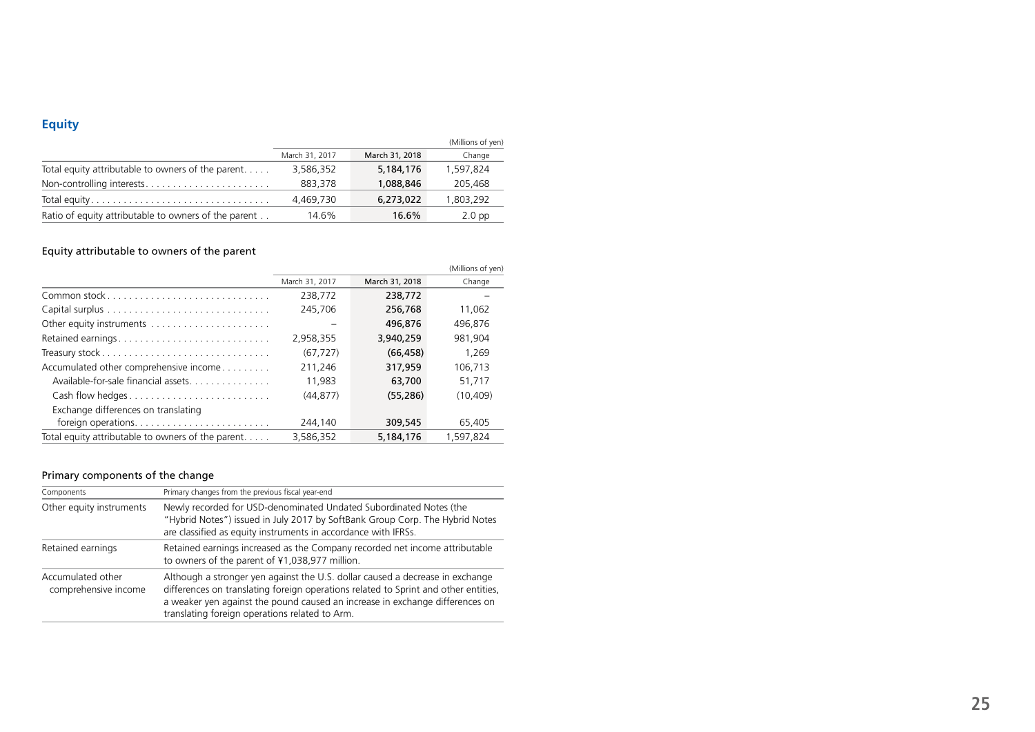## Equity

(Millions of yen)

| | March 31, 2017 | March 31, 2018 | Change |
|---|---|---|---|
| Total equity attributable to owners of the parent | 3,586,352 | 5,184,176 | 1,597,824 |
| Non-controlling interests | 883,378 | 1,088,846 | 205,468 |
| Total equity | 4,469,730 | 6,273,022 | 1,803,292 |
| Ratio of equity attributable to owners of the parent | 14.6% | 16.6% | 2.0 pp |

### Equity attributable to owners of the parent

(Millions of yen)

| | March 31, 2017 | March 31, 2018 | Change |
|---|---|---|---|
| Common stock | 238,772 | 238,772 | – |
| Capital surplus | 245,706 | 256,768 | 11,062 |
| Other equity instruments | – | 496,876 | 496,876 |
| Retained earnings | 2,958,355 | 3,940,259 | 981,904 |
| Treasury stock | (67,727) | (66,458) | 1,269 |
| Accumulated other comprehensive income | 211,246 | 317,959 | 106,713 |
| Available-for-sale financial assets | 11,983 | 63,700 | 51,717 |
| Cash flow hedges | (44,877) | (55,286) | (10,409) |
| Exchange differences on translating foreign operations | 244,140 | 309,545 | 65,405 |
| Total equity attributable to owners of the parent | 3,586,352 | 5,184,176 | 1,597,824 |

### Primary components of the change

| Components | Primary changes from the previous fiscal year-end |
|---|---|
| Other equity instruments | Newly recorded for USD-denominated Undated Subordinated Notes (the "Hybrid Notes") issued in July 2017 by SoftBank Group Corp. The Hybrid Notes are classified as equity instruments in accordance with IFRSs. |
| Retained earnings | Retained earnings increased as the Company recorded net income attributable to owners of the parent of ¥1,038,977 million. |
| Accumulated other comprehensive income | Although a stronger yen against the U.S. dollar caused a decrease in exchange differences on translating foreign operations related to Sprint and other entities, a weaker yen against the pound caused an increase in exchange differences on translating foreign operations related to Arm. |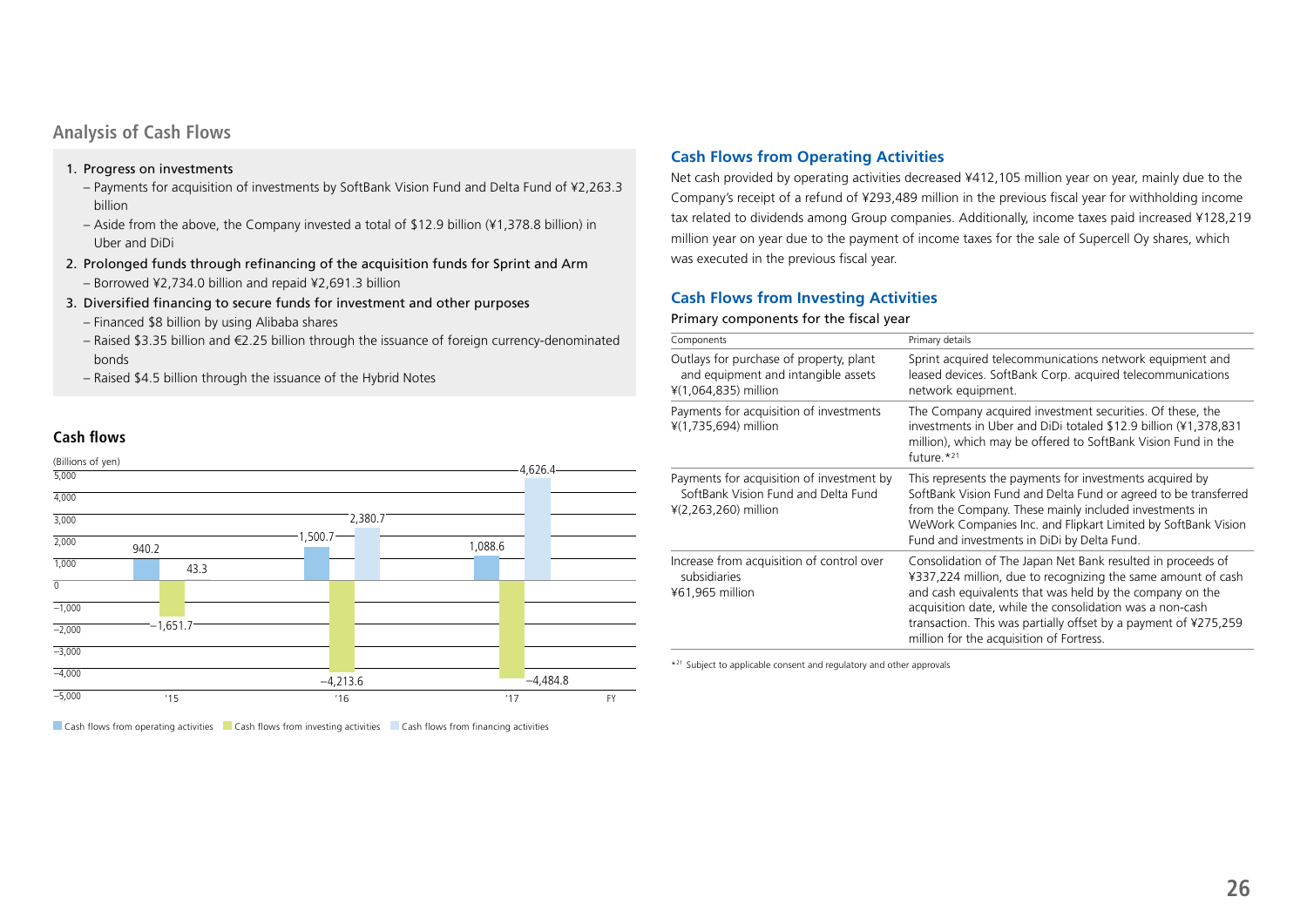## Analysis of Cash Flows

1. Progress on investments
   - Payments for acquisition of investments by SoftBank Vision Fund and Delta Fund of ¥2,263.3 billion
   - Aside from the above, the Company invested a total of $12.9 billion (¥1,378.8 billion) in Uber and DiDi
2. Prolonged funds through refinancing of the acquisition funds for Sprint and Arm
   - Borrowed ¥2,734.0 billion and repaid ¥2,691.3 billion
3. Diversified financing to secure funds for investment and other purposes
   - Financed $8 billion by using Alibaba shares
   - Raised $3.35 billion and €2.25 billion through the issuance of foreign currency-denominated bonds
   - Raised $4.5 billion through the issuance of the Hybrid Notes

### Cash flows

(Billions of yen)

| FY | Cash flows from operating activities | Cash flows from investing activities | Cash flows from financing activities |
|---|---|---|---|
| '15 | 940.2 | −1,651.7 | 43.3 |
| '16 | 1,500.7 | −4,213.6 | 2,380.7 |
| '17 | 1,088.6 | −4,484.8 | 4,626.4 |

### Cash Flows from Operating Activities

Net cash provided by operating activities decreased ¥412,105 million year on year, mainly due to the Company's receipt of a refund of ¥293,489 million in the previous fiscal year for withholding income tax related to dividends among Group companies. Additionally, income taxes paid increased ¥128,219 million year on year due to the payment of income taxes for the sale of Supercell Oy shares, which was executed in the previous fiscal year.

### Cash Flows from Investing Activities

Primary components for the fiscal year

| Components | Primary details |
|---|---|
| Outlays for purchase of property, plant and equipment and intangible assets ¥(1,064,835) million | Sprint acquired telecommunications network equipment and leased devices. SoftBank Corp. acquired telecommunications network equipment. |
| Payments for acquisition of investments ¥(1,735,694) million | The Company acquired investment securities. Of these, the investments in Uber and DiDi totaled $12.9 billion (¥1,378,831 million), which may be offered to SoftBank Vision Fund in the future.*21 |
| Payments for acquisition of investment by SoftBank Vision Fund and Delta Fund ¥(2,263,260) million | This represents the payments for investments acquired by SoftBank Vision Fund and Delta Fund or agreed to be transferred from the Company. These mainly included investments in WeWork Companies Inc. and Flipkart Limited by SoftBank Vision Fund and investments in DiDi by Delta Fund. |
| Increase from acquisition of control over subsidiaries ¥61,965 million | Consolidation of The Japan Net Bank resulted in proceeds of ¥337,224 million, due to recognizing the same amount of cash and cash equivalents that was held by the company on the acquisition date, while the consolidation was a non-cash transaction. This was partially offset by a payment of ¥275,259 million for the acquisition of Fortress. |

*21 Subject to applicable consent and regulatory and other approvals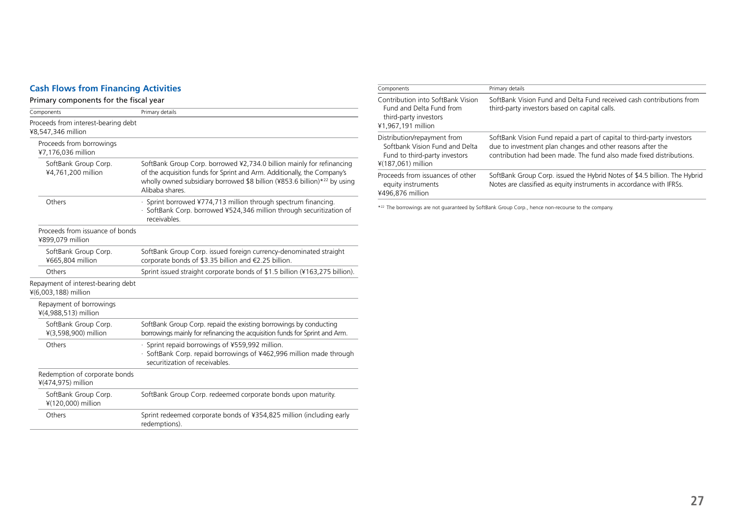## Cash Flows from Financing Activities

### Primary components for the fiscal year

| Components | Primary details |
|---|---|
| Proceeds from interest-bearing debt ¥8,547,346 million | |
| Proceeds from borrowings ¥7,176,036 million | |
| SoftBank Group Corp. ¥4,761,200 million | SoftBank Group Corp. borrowed ¥2,734.0 billion mainly for refinancing of the acquisition funds for Sprint and Arm. Additionally, the Company's wholly owned subsidiary borrowed $8 billion (¥853.6 billion)*[22] by using Alibaba shares. |
| Others | · Sprint borrowed ¥774,713 million through spectrum financing.<br>· SoftBank Corp. borrowed ¥524,346 million through securitization of receivables. |
| Proceeds from issuance of bonds ¥899,079 million | |
| SoftBank Group Corp. ¥665,804 million | SoftBank Group Corp. issued foreign currency-denominated straight corporate bonds of $3.35 billion and €2.25 billion. |
| Others | Sprint issued straight corporate bonds of $1.5 billion (¥163,275 billion). |
| Repayment of interest-bearing debt ¥(6,003,188) million | |
| Repayment of borrowings ¥(4,988,513) million | |
| SoftBank Group Corp. ¥(3,598,900) million | SoftBank Group Corp. repaid the existing borrowings by conducting borrowings mainly for refinancing the acquisition funds for Sprint and Arm. |
| Others | · Sprint repaid borrowings of ¥559,992 million.<br>· SoftBank Corp. repaid borrowings of ¥462,996 million made through securitization of receivables. |
| Redemption of corporate bonds ¥(474,975) million | |
| SoftBank Group Corp. ¥(120,000) million | SoftBank Group Corp. redeemed corporate bonds upon maturity. |
| Others | Sprint redeemed corporate bonds of ¥354,825 million (including early redemptions). |

| Components | Primary details |
|---|---|
| Contribution into SoftBank Vision Fund and Delta Fund from third-party investors ¥1,967,191 million | SoftBank Vision Fund and Delta Fund received cash contributions from third-party investors based on capital calls. |
| Distribution/repayment from Softbank Vision Fund and Delta Fund to third-party investors ¥(187,061) million | SoftBank Vision Fund repaid a part of capital to third-party investors due to investment plan changes and other reasons after the contribution had been made. The fund also made fixed distributions. |
| Proceeds from issuances of other equity instruments ¥496,876 million | SoftBank Group Corp. issued the Hybrid Notes of $4.5 billion. The Hybrid Notes are classified as equity instruments in accordance with IFRSs. |

*[22] The borrowings are not guaranteed by SoftBank Group Corp., hence non-recourse to the company.